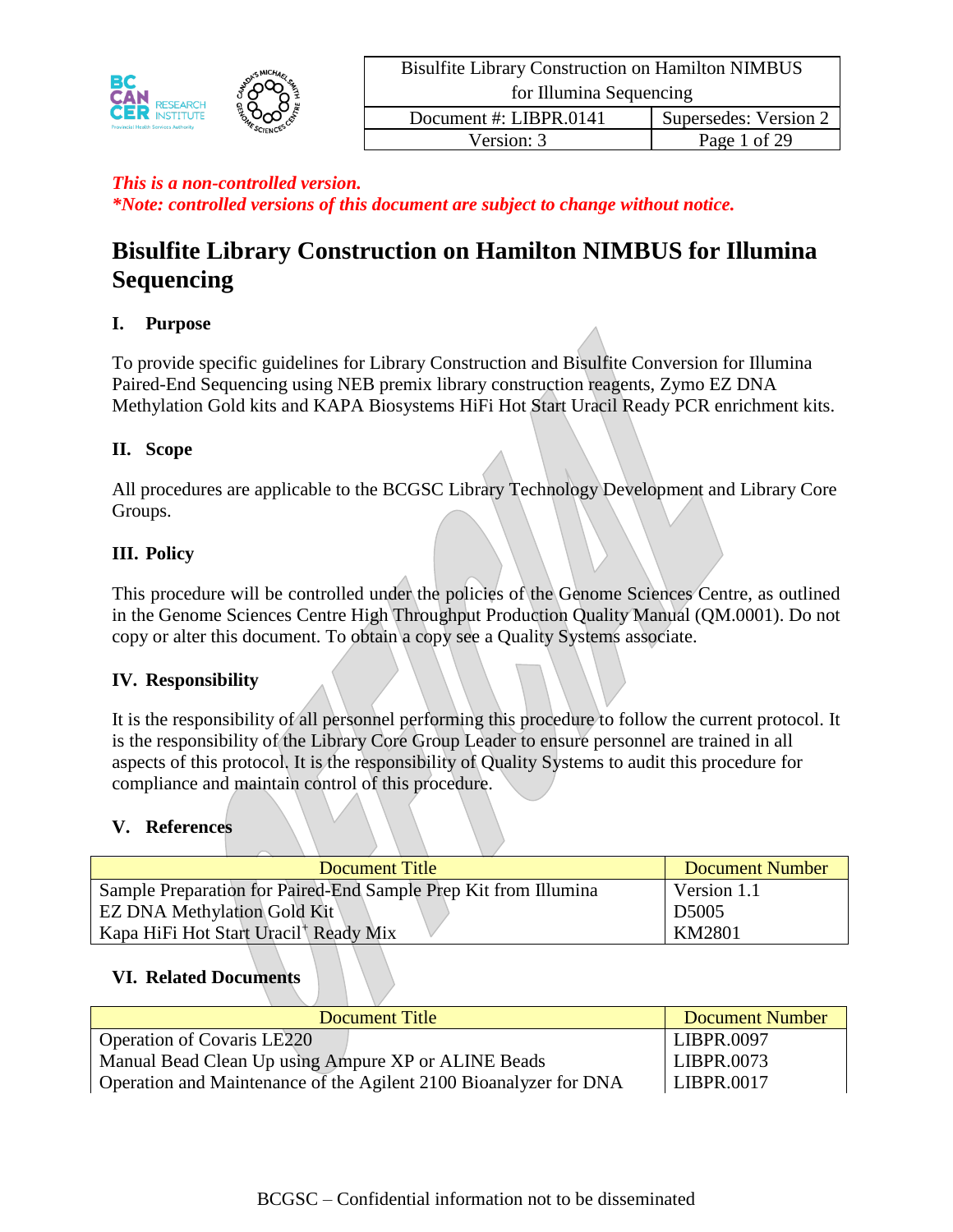| Bisulfite Library Construction on Hamilton NIMBUS for Illumina Sequencing | |
|---|---|
| Document #: LIBPR.0141 | Supersedes: Version 2 |
| Version: 3 | Page 1 of 29 |

***This is a non-controlled version.***
***\*Note: controlled versions of this document are subject to change without notice.***

# Bisulfite Library Construction on Hamilton NIMBUS for Illumina Sequencing

## I. Purpose

To provide specific guidelines for Library Construction and Bisulfite Conversion for Illumina Paired-End Sequencing using NEB premix library construction reagents, Zymo EZ DNA Methylation Gold kits and KAPA Biosystems HiFi Hot Start Uracil Ready PCR enrichment kits.

## II. Scope

All procedures are applicable to the BCGSC Library Technology Development and Library Core Groups.

## III. Policy

This procedure will be controlled under the policies of the Genome Sciences Centre, as outlined in the Genome Sciences Centre High Throughput Production Quality Manual (QM.0001). Do not copy or alter this document. To obtain a copy see a Quality Systems associate.

## IV. Responsibility

It is the responsibility of all personnel performing this procedure to follow the current protocol. It is the responsibility of the Library Core Group Leader to ensure personnel are trained in all aspects of this protocol. It is the responsibility of Quality Systems to audit this procedure for compliance and maintain control of this procedure.

## V. References

| Document Title | Document Number |
|---|---|
| Sample Preparation for Paired-End Sample Prep Kit from Illumina | Version 1.1 |
| EZ DNA Methylation Gold Kit | D5005 |
| Kapa HiFi Hot Start Uracil+ Ready Mix | KM2801 |

## VI. Related Documents

| Document Title | Document Number |
|---|---|
| Operation of Covaris LE220 | LIBPR.0097 |
| Manual Bead Clean Up using Ampure XP or ALINE Beads | LIBPR.0073 |
| Operation and Maintenance of the Agilent 2100 Bioanalyzer for DNA | LIBPR.0017 |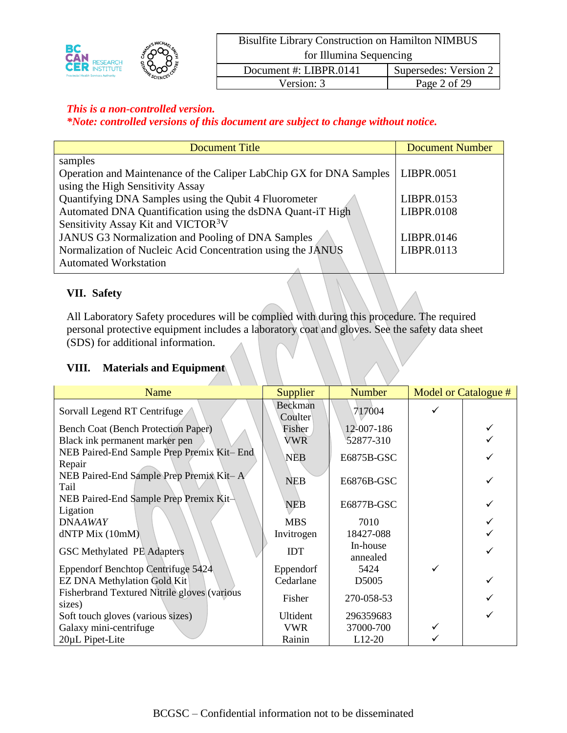*This is a non-controlled version.*
*\*Note: controlled versions of this document are subject to change without notice.*

| Document Title | Document Number |
|---|---|
| samples | |
| Operation and Maintenance of the Caliper LabChip GX for DNA Samples using the High Sensitivity Assay | LIBPR.0051 |
| Quantifying DNA Samples using the Qubit 4 Fluorometer | LIBPR.0153 |
| Automated DNA Quantification using the dsDNA Quant-iT High Sensitivity Assay Kit and VICTOR$^3$V | LIBPR.0108 |
| JANUS G3 Normalization and Pooling of DNA Samples | LIBPR.0146 |
| Normalization of Nucleic Acid Concentration using the JANUS Automated Workstation | LIBPR.0113 |

## VII. Safety

All Laboratory Safety procedures will be complied with during this procedure. The required personal protective equipment includes a laboratory coat and gloves. See the safety data sheet (SDS) for additional information.

## VIII. Materials and Equipment

| Name | Supplier | Number | Model or Catalogue # | |
|---|---|---|---|---|
| Sorvall Legend RT Centrifuge | Beckman Coulter | 717004 | ✓ | |
| Bench Coat (Bench Protection Paper) | Fisher | 12-007-186 | | ✓ |
| Black ink permanent marker pen | VWR | 52877-310 | | ✓ |
| NEB Paired-End Sample Prep Premix Kit– End Repair | NEB | E6875B-GSC | | ✓ |
| NEB Paired-End Sample Prep Premix Kit– A Tail | NEB | E6876B-GSC | | ✓ |
| NEB Paired-End Sample Prep Premix Kit– Ligation | NEB | E6877B-GSC | | ✓ |
| DNA*AWAY* | MBS | 7010 | | ✓ |
| dNTP Mix (10mM) | Invitrogen | 18427-088 | | ✓ |
| GSC Methylated PE Adapters | IDT | In-house annealed | | ✓ |
| Eppendorf Benchtop Centrifuge 5424 | Eppendorf | 5424 | ✓ | |
| EZ DNA Methylation Gold Kit | Cedarlane | D5005 | | ✓ |
| Fisherbrand Textured Nitrile gloves (various sizes) | Fisher | 270-058-53 | | ✓ |
| Soft touch gloves (various sizes) | Ultident | 296359683 | | ✓ |
| Galaxy mini-centrifuge | VWR | 37000-700 | ✓ | |
| 20µL Pipet-Lite | Rainin | L12-20 | ✓ | |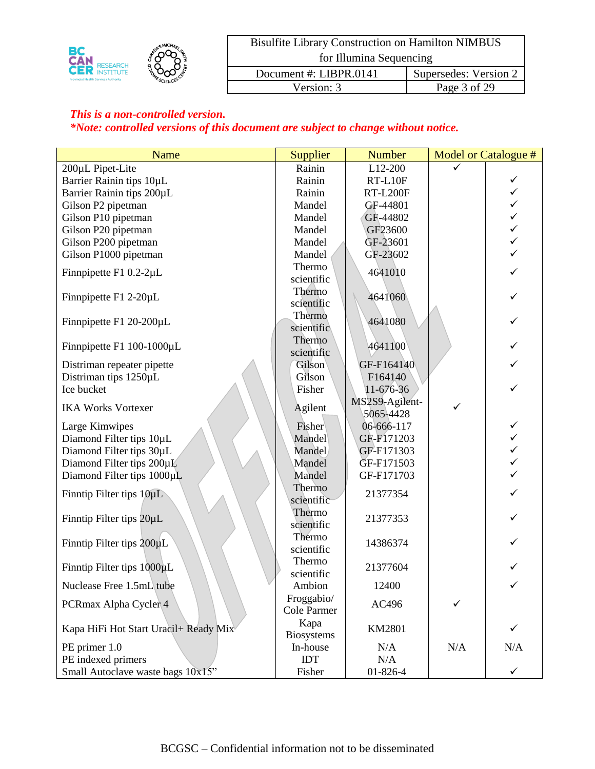*This is a non-controlled version.*
*\*Note: controlled versions of this document are subject to change without notice.*

| Name | Supplier | Number | Model or Catalogue # | |
|---|---|---|---|---|
| 200µL Pipet-Lite | Rainin | L12-200 | ✓ | |
| Barrier Rainin tips 10µL | Rainin | RT-L10F | | ✓ |
| Barrier Rainin tips 200µL | Rainin | RT-L200F | | ✓ |
| Gilson P2 pipetman | Mandel | GF-44801 | | ✓ |
| Gilson P10 pipetman | Mandel | GF-44802 | | ✓ |
| Gilson P20 pipetman | Mandel | GF23600 | | ✓ |
| Gilson P200 pipetman | Mandel | GF-23601 | | ✓ |
| Gilson P1000 pipetman | Mandel | GF-23602 | | ✓ |
| Finnpipette F1 0.2-2µL | Thermo scientific | 4641010 | | ✓ |
| Finnpipette F1 2-20µL | Thermo scientific | 4641060 | | ✓ |
| Finnpipette F1 20-200µL | Thermo scientific | 4641080 | | ✓ |
| Finnpipette F1 100-1000µL | Thermo scientific | 4641100 | | ✓ |
| Distriman repeater pipette | Gilson | GF-F164140 | | ✓ |
| Distriman tips 1250µL | Gilson | F164140 | | |
| Ice bucket | Fisher | 11-676-36 | | ✓ |
| IKA Works Vortexer | Agilent | MS2S9-Agilent-5065-4428 | ✓ | |
| Large Kimwipes | Fisher | 06-666-117 | | ✓ |
| Diamond Filter tips 10µL | Mandel | GF-F171203 | | ✓ |
| Diamond Filter tips 30µL | Mandel | GF-F171303 | | ✓ |
| Diamond Filter tips 200µL | Mandel | GF-F171503 | | ✓ |
| Diamond Filter tips 1000µL | Mandel | GF-F171703 | | ✓ |
| Finntip Filter tips 10µL | Thermo scientific | 21377354 | | ✓ |
| Finntip Filter tips 20µL | Thermo scientific | 21377353 | | ✓ |
| Finntip Filter tips 200µL | Thermo scientific | 14386374 | | ✓ |
| Finntip Filter tips 1000µL | Thermo scientific | 21377604 | | ✓ |
| Nuclease Free 1.5mL tube | Ambion | 12400 | | ✓ |
| PCRmax Alpha Cycler 4 | Froggabio/ Cole Parmer | AC496 | ✓ | |
| Kapa HiFi Hot Start Uracil+ Ready Mix | Kapa Biosystems | KM2801 | | ✓ |
| PE primer 1.0 | In-house | N/A | N/A | N/A |
| PE indexed primers | IDT | N/A | | |
| Small Autoclave waste bags 10x15" | Fisher | 01-826-4 | | ✓ |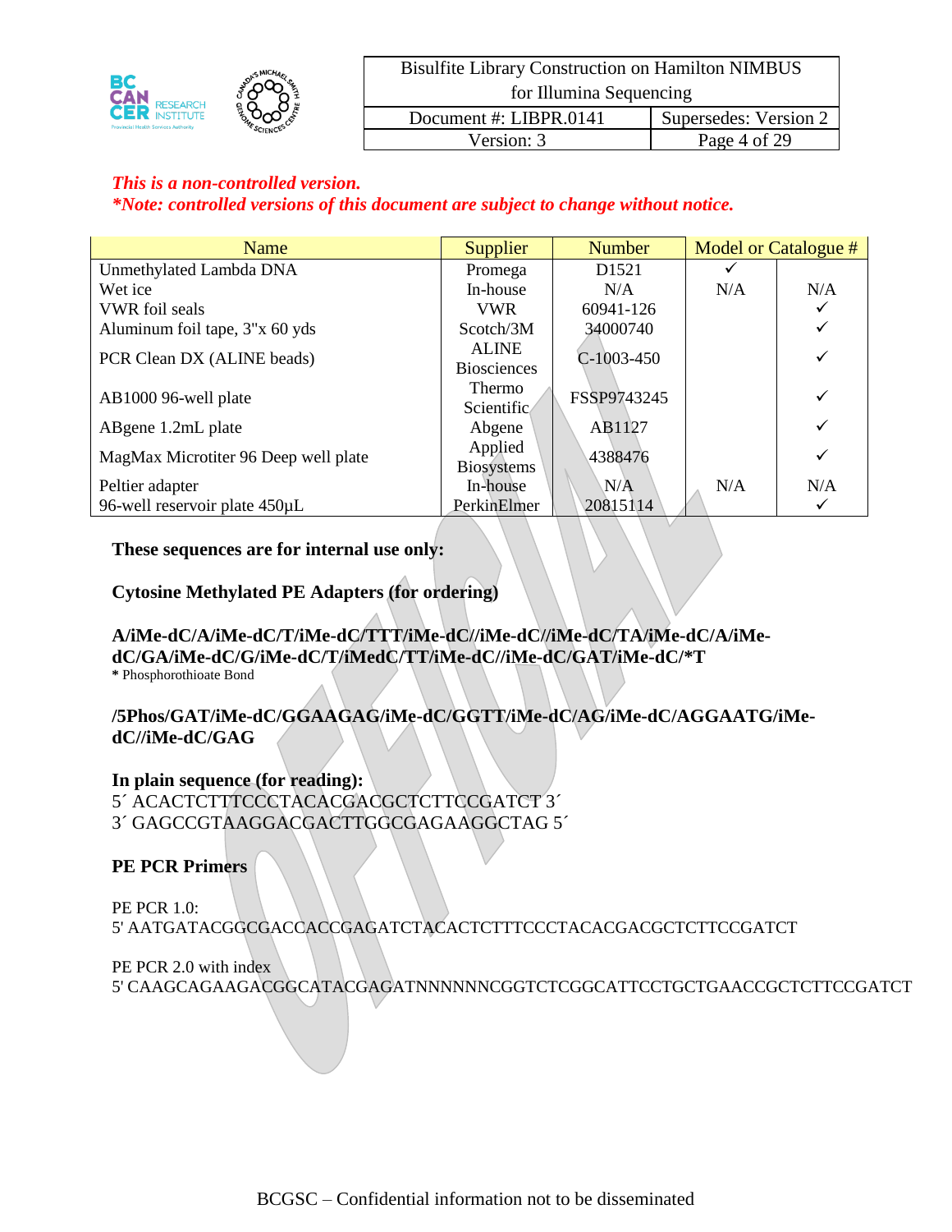*This is a non-controlled version.*
***Note: controlled versions of this document are subject to change without notice.***

| Name | Supplier | Number | Model or Catalogue # | |
|---|---|---|---|---|
| Unmethylated Lambda DNA | Promega | D1521 | ✓ | |
| Wet ice | In-house | N/A | N/A | N/A |
| VWR foil seals | VWR | 60941-126 | | ✓ |
| Aluminum foil tape, 3"x 60 yds | Scotch/3M | 34000740 | | ✓ |
| PCR Clean DX (ALINE beads) | ALINE Biosciences | C-1003-450 | | ✓ |
| AB1000 96-well plate | Thermo Scientific | FSSP9743245 | | ✓ |
| ABgene 1.2mL plate | Abgene | AB1127 | | ✓ |
| MagMax Microtiter 96 Deep well plate | Applied Biosystems | 4388476 | | ✓ |
| Peltier adapter | In-house | N/A | N/A | N/A |
| 96-well reservoir plate 450µL | PerkinElmer | 20815114 | | ✓ |

**These sequences are for internal use only:**

**Cytosine Methylated PE Adapters (for ordering)**

**A/iMe-dC/A/iMe-dC/T/iMe-dC/TTT/iMe-dC//iMe-dC//iMe-dC/TA/iMe-dC/A/iMe-dC/GA/iMe-dC/G/iMe-dC/T/iMedC/TT/iMe-dC//iMe-dC/GAT/iMe-dC/*T**
**\*** Phosphorothioate Bond

**/5Phos/GAT/iMe-dC/GGAAGAG/iMe-dC/GGTT/iMe-dC/AG/iMe-dC/AGGAATG/iMe-dC//iMe-dC/GAG**

**In plain sequence (for reading):**
5´ ACACTCTTTCCCTACACGACGCTCTTCCGATCT 3´
3´ GAGCCGTAAGGACGACTTGGCGAGAAGGCTAG 5´

**PE PCR Primers**

PE PCR 1.0:
5' AATGATACGGCGACCACCGAGATCTACACTCTTTCCCTACACGACGCTCTTCCGATCT

PE PCR 2.0 with index
5' CAAGCAGAAGACGGCATACGAGATNNNNNNCGGTCTCGGCATTCCTGCTGAACCGCTCTTCCGATCT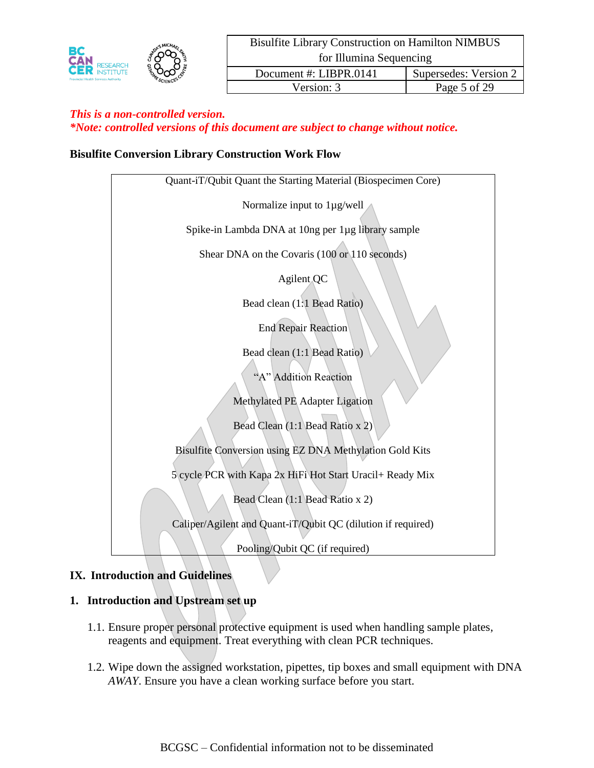*This is a non-controlled version.*
***Note: controlled versions of this document are subject to change without notice.***

**Bisulfite Conversion Library Construction Work Flow**

Quant-iT/Qubit Quant the Starting Material (Biospecimen Core)

Normalize input to 1µg/well

Spike-in Lambda DNA at 10ng per 1µg library sample

Shear DNA on the Covaris (100 or 110 seconds)

Agilent QC

Bead clean (1:1 Bead Ratio)

End Repair Reaction

Bead clean (1:1 Bead Ratio)

"A" Addition Reaction

Methylated PE Adapter Ligation

Bead Clean (1:1 Bead Ratio x 2)

Bisulfite Conversion using EZ DNA Methylation Gold Kits

5 cycle PCR with Kapa 2x HiFi Hot Start Uracil+ Ready Mix

Bead Clean (1:1 Bead Ratio x 2)

Caliper/Agilent and Quant-iT/Qubit QC (dilution if required)

Pooling/Qubit QC (if required)

## IX. Introduction and Guidelines

### 1. Introduction and Upstream set up

1.1. Ensure proper personal protective equipment is used when handling sample plates, reagents and equipment. Treat everything with clean PCR techniques.

1.2. Wipe down the assigned workstation, pipettes, tip boxes and small equipment with DNA *AWAY*. Ensure you have a clean working surface before you start.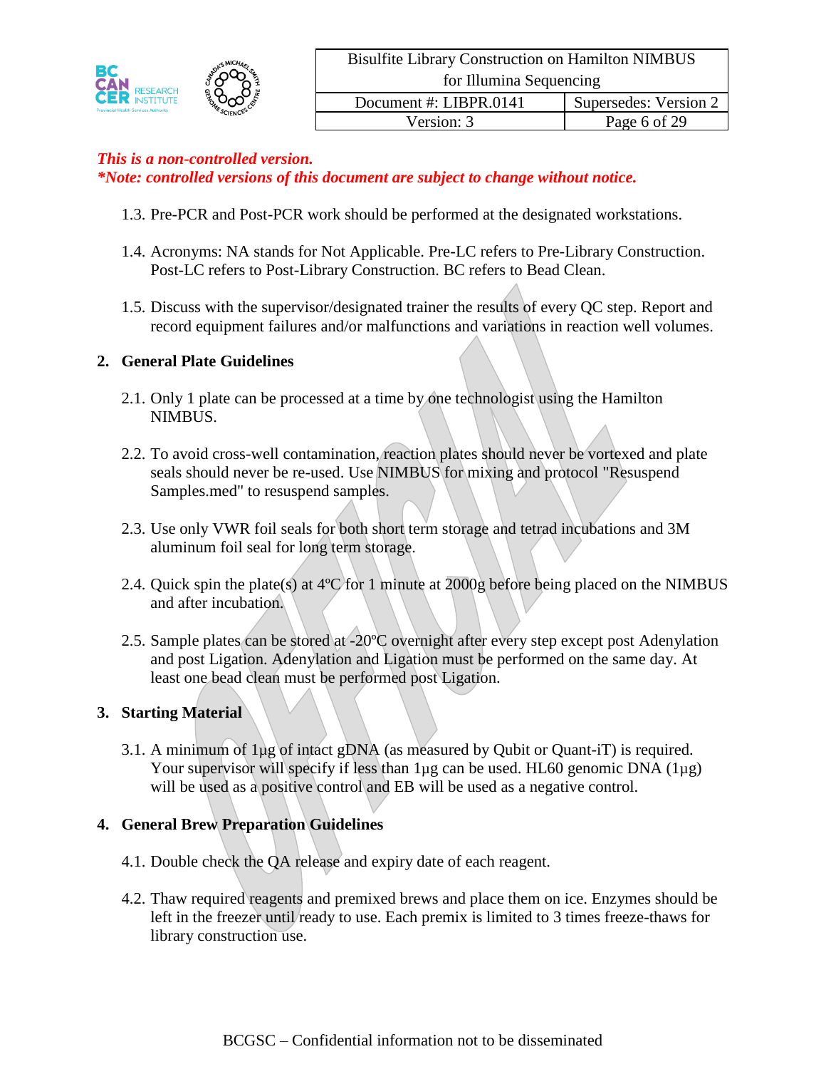*This is a non-controlled version.*
*\*Note: controlled versions of this document are subject to change without notice.*

1.3. Pre-PCR and Post-PCR work should be performed at the designated workstations.

1.4. Acronyms: NA stands for Not Applicable. Pre-LC refers to Pre-Library Construction. Post-LC refers to Post-Library Construction. BC refers to Bead Clean.

1.5. Discuss with the supervisor/designated trainer the results of every QC step. Report and record equipment failures and/or malfunctions and variations in reaction well volumes.

## 2. General Plate Guidelines

2.1. Only 1 plate can be processed at a time by one technologist using the Hamilton NIMBUS.

2.2. To avoid cross-well contamination, reaction plates should never be vortexed and plate seals should never be re-used. Use NIMBUS for mixing and protocol "Resuspend Samples.med" to resuspend samples.

2.3. Use only VWR foil seals for both short term storage and tetrad incubations and 3M aluminum foil seal for long term storage.

2.4. Quick spin the plate(s) at 4ºC for 1 minute at 2000g before being placed on the NIMBUS and after incubation.

2.5. Sample plates can be stored at -20ºC overnight after every step except post Adenylation and post Ligation. Adenylation and Ligation must be performed on the same day. At least one bead clean must be performed post Ligation.

## 3. Starting Material

3.1. A minimum of 1µg of intact gDNA (as measured by Qubit or Quant-iT) is required. Your supervisor will specify if less than 1µg can be used. HL60 genomic DNA (1µg) will be used as a positive control and EB will be used as a negative control.

## 4. General Brew Preparation Guidelines

4.1. Double check the QA release and expiry date of each reagent.

4.2. Thaw required reagents and premixed brews and place them on ice. Enzymes should be left in the freezer until ready to use. Each premix is limited to 3 times freeze-thaws for library construction use.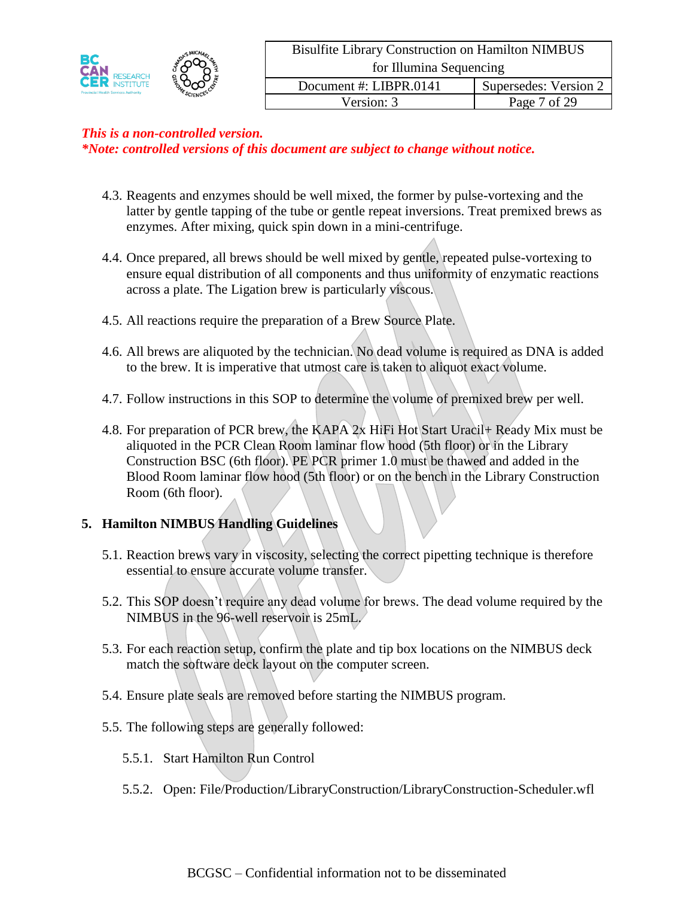*This is a non-controlled version.*
*\*Note: controlled versions of this document are subject to change without notice.*

4.3. Reagents and enzymes should be well mixed, the former by pulse-vortexing and the latter by gentle tapping of the tube or gentle repeat inversions. Treat premixed brews as enzymes. After mixing, quick spin down in a mini-centrifuge.

4.4. Once prepared, all brews should be well mixed by gentle, repeated pulse-vortexing to ensure equal distribution of all components and thus uniformity of enzymatic reactions across a plate. The Ligation brew is particularly viscous.

4.5. All reactions require the preparation of a Brew Source Plate.

4.6. All brews are aliquoted by the technician. No dead volume is required as DNA is added to the brew. It is imperative that utmost care is taken to aliquot exact volume.

4.7. Follow instructions in this SOP to determine the volume of premixed brew per well.

4.8. For preparation of PCR brew, the KAPA 2x HiFi Hot Start Uracil+ Ready Mix must be aliquoted in the PCR Clean Room laminar flow hood (5th floor) or in the Library Construction BSC (6th floor). PE PCR primer 1.0 must be thawed and added in the Blood Room laminar flow hood (5th floor) or on the bench in the Library Construction Room (6th floor).

## 5. Hamilton NIMBUS Handling Guidelines

5.1. Reaction brews vary in viscosity, selecting the correct pipetting technique is therefore essential to ensure accurate volume transfer.

5.2. This SOP doesn't require any dead volume for brews. The dead volume required by the NIMBUS in the 96-well reservoir is 25mL.

5.3. For each reaction setup, confirm the plate and tip box locations on the NIMBUS deck match the software deck layout on the computer screen.

5.4. Ensure plate seals are removed before starting the NIMBUS program.

5.5. The following steps are generally followed:

5.5.1. Start Hamilton Run Control

5.5.2. Open: File/Production/LibraryConstruction/LibraryConstruction-Scheduler.wfl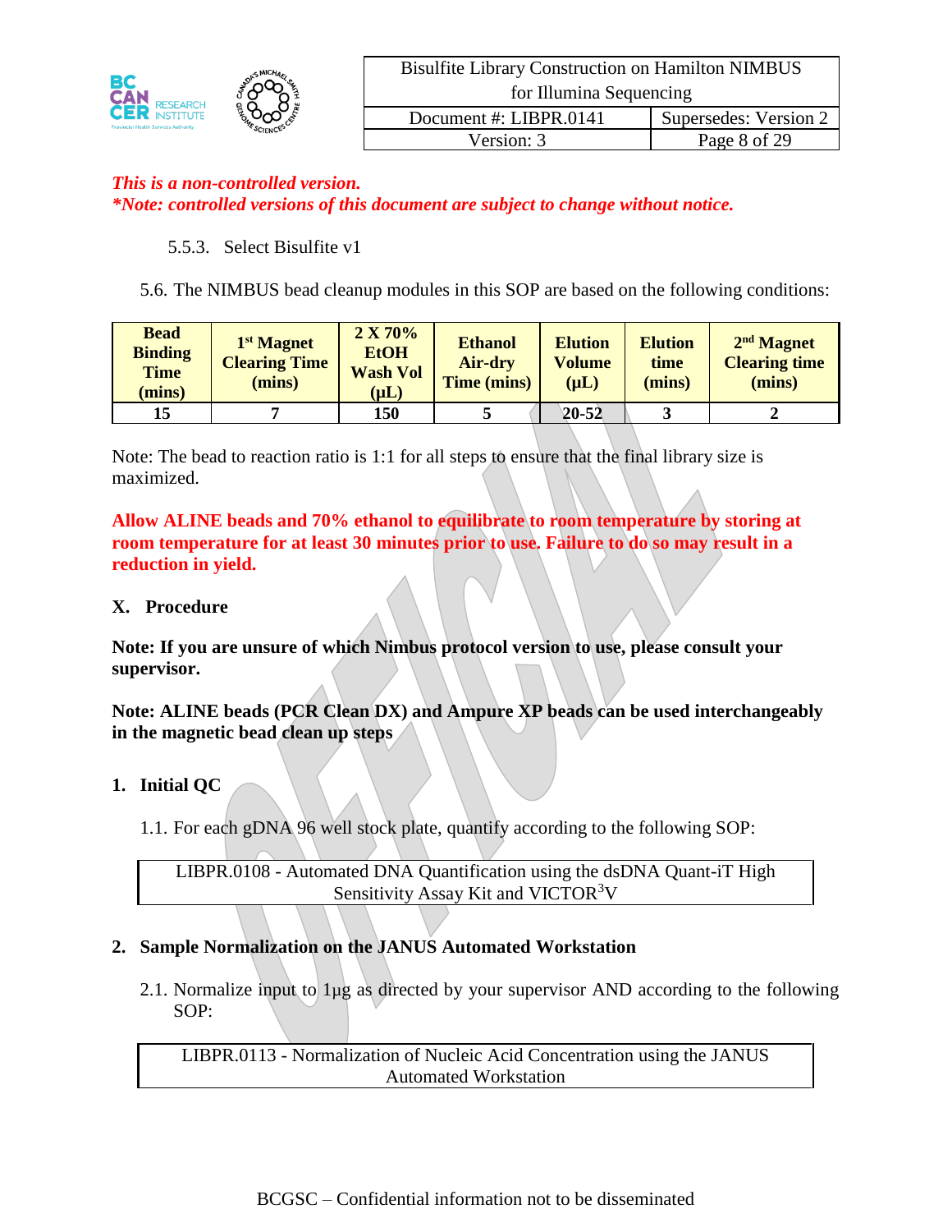*This is a non-controlled version.*
***Note: controlled versions of this document are subject to change without notice.***

5.5.3. Select Bisulfite v1

5.6. The NIMBUS bead cleanup modules in this SOP are based on the following conditions:

| Bead Binding Time (mins) | 1st Magnet Clearing Time (mins) | 2 X 70% EtOH Wash Vol (μL) | Ethanol Air-dry Time (mins) | Elution Volume (μL) | Elution time (mins) | 2nd Magnet Clearing time (mins) |
|---|---|---|---|---|---|---|
| 15 | 7 | 150 | 5 | 20-52 | 3 | 2 |

Note: The bead to reaction ratio is 1:1 for all steps to ensure that the final library size is maximized.

**Allow ALINE beads and 70% ethanol to equilibrate to room temperature by storing at room temperature for at least 30 minutes prior to use. Failure to do so may result in a reduction in yield.**

## X. Procedure

**Note: If you are unsure of which Nimbus protocol version to use, please consult your supervisor.**

**Note: ALINE beads (PCR Clean DX) and Ampure XP beads can be used interchangeably in the magnetic bead clean up steps**

### 1. Initial QC

1.1. For each gDNA 96 well stock plate, quantify according to the following SOP:

| LIBPR.0108 - Automated DNA Quantification using the dsDNA Quant-iT High Sensitivity Assay Kit and VICTOR$^3$V |
|---|

### 2. Sample Normalization on the JANUS Automated Workstation

2.1. Normalize input to 1µg as directed by your supervisor AND according to the following SOP:

| LIBPR.0113 - Normalization of Nucleic Acid Concentration using the JANUS Automated Workstation |
|---|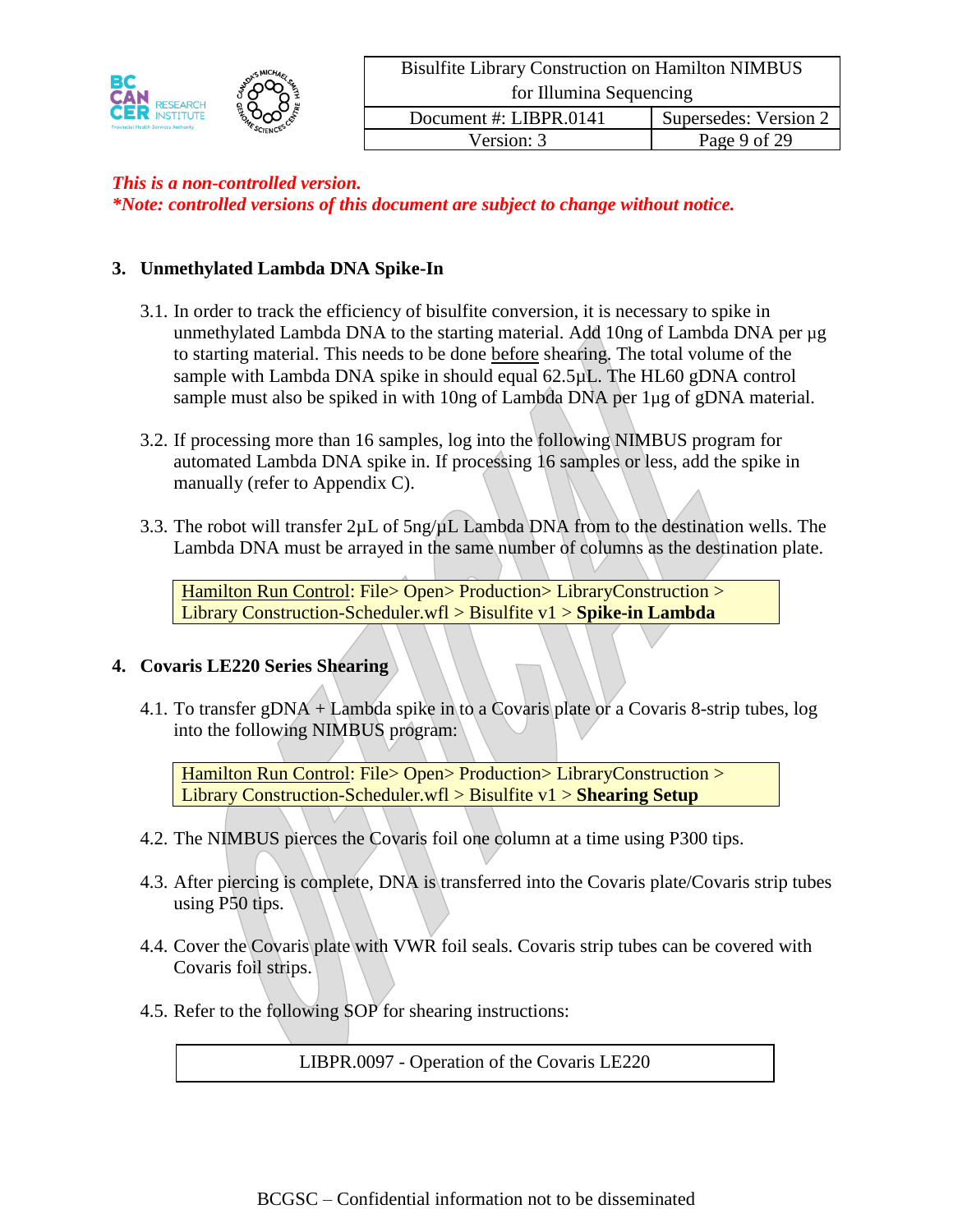*This is a non-controlled version.*
*\*Note: controlled versions of this document are subject to change without notice.*

## 3. Unmethylated Lambda DNA Spike-In

3.1. In order to track the efficiency of bisulfite conversion, it is necessary to spike in unmethylated Lambda DNA to the starting material. Add 10ng of Lambda DNA per µg to starting material. This needs to be done before shearing. The total volume of the sample with Lambda DNA spike in should equal 62.5µL. The HL60 gDNA control sample must also be spiked in with 10ng of Lambda DNA per 1µg of gDNA material.

3.2. If processing more than 16 samples, log into the following NIMBUS program for automated Lambda DNA spike in. If processing 16 samples or less, add the spike in manually (refer to Appendix C).

3.3. The robot will transfer 2µL of 5ng/µL Lambda DNA from to the destination wells. The Lambda DNA must be arrayed in the same number of columns as the destination plate.

> Hamilton Run Control: File> Open> Production> LibraryConstruction > Library Construction-Scheduler.wfl > Bisulfite v1 > **Spike-in Lambda**

## 4. Covaris LE220 Series Shearing

4.1. To transfer gDNA + Lambda spike in to a Covaris plate or a Covaris 8-strip tubes, log into the following NIMBUS program:

> Hamilton Run Control: File> Open> Production> LibraryConstruction > Library Construction-Scheduler.wfl > Bisulfite v1 > **Shearing Setup**

4.2. The NIMBUS pierces the Covaris foil one column at a time using P300 tips.

4.3. After piercing is complete, DNA is transferred into the Covaris plate/Covaris strip tubes using P50 tips.

4.4. Cover the Covaris plate with VWR foil seals. Covaris strip tubes can be covered with Covaris foil strips.

4.5. Refer to the following SOP for shearing instructions:

> LIBPR.0097 - Operation of the Covaris LE220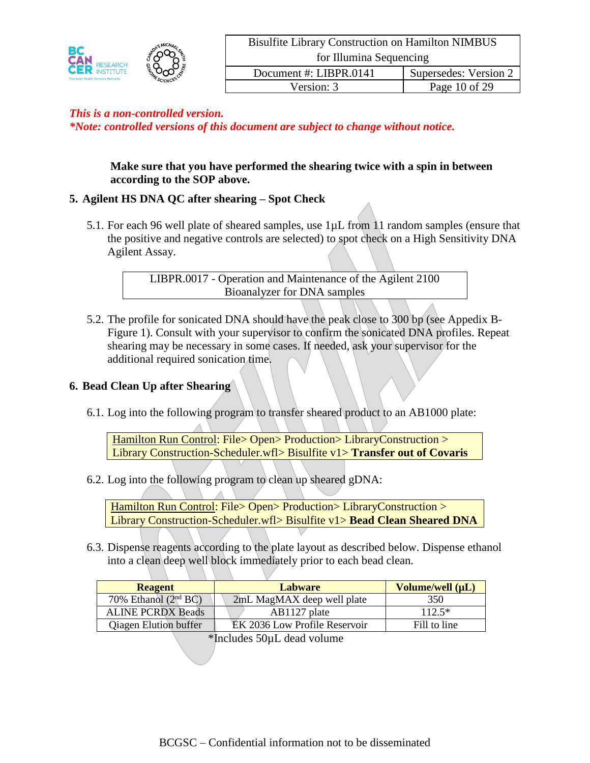*This is a non-controlled version.*
***Note: controlled versions of this document are subject to change without notice.***

**Make sure that you have performed the shearing twice with a spin in between according to the SOP above.**

## 5. Agilent HS DNA QC after shearing – Spot Check

5.1. For each 96 well plate of sheared samples, use 1µL from 11 random samples (ensure that the positive and negative controls are selected) to spot check on a High Sensitivity DNA Agilent Assay.

| LIBPR.0017 - Operation and Maintenance of the Agilent 2100 Bioanalyzer for DNA samples |
|---|

5.2. The profile for sonicated DNA should have the peak close to 300 bp (see Appedix B-Figure 1). Consult with your supervisor to confirm the sonicated DNA profiles. Repeat shearing may be necessary in some cases. If needed, ask your supervisor for the additional required sonication time.

## 6. Bead Clean Up after Shearing

6.1. Log into the following program to transfer sheared product to an AB1000 plate:

| Hamilton Run Control: File> Open> Production> LibraryConstruction > Library Construction-Scheduler.wfl> Bisulfite v1> **Transfer out of Covaris** |
|---|

6.2. Log into the following program to clean up sheared gDNA:

| Hamilton Run Control: File> Open> Production> LibraryConstruction > Library Construction-Scheduler.wfl> Bisulfite v1> **Bead Clean Sheared DNA** |
|---|

6.3. Dispense reagents according to the plate layout as described below. Dispense ethanol into a clean deep well block immediately prior to each bead clean.

| Reagent | Labware | Volume/well (µL) |
|---|---|---|
| 70% Ethanol (2nd BC) | 2mL MagMAX deep well plate | 350 |
| ALINE PCRDX Beads | AB1127 plate | 112.5* |
| Qiagen Elution buffer | EK 2036 Low Profile Reservoir | Fill to line |

*Includes 50µL dead volume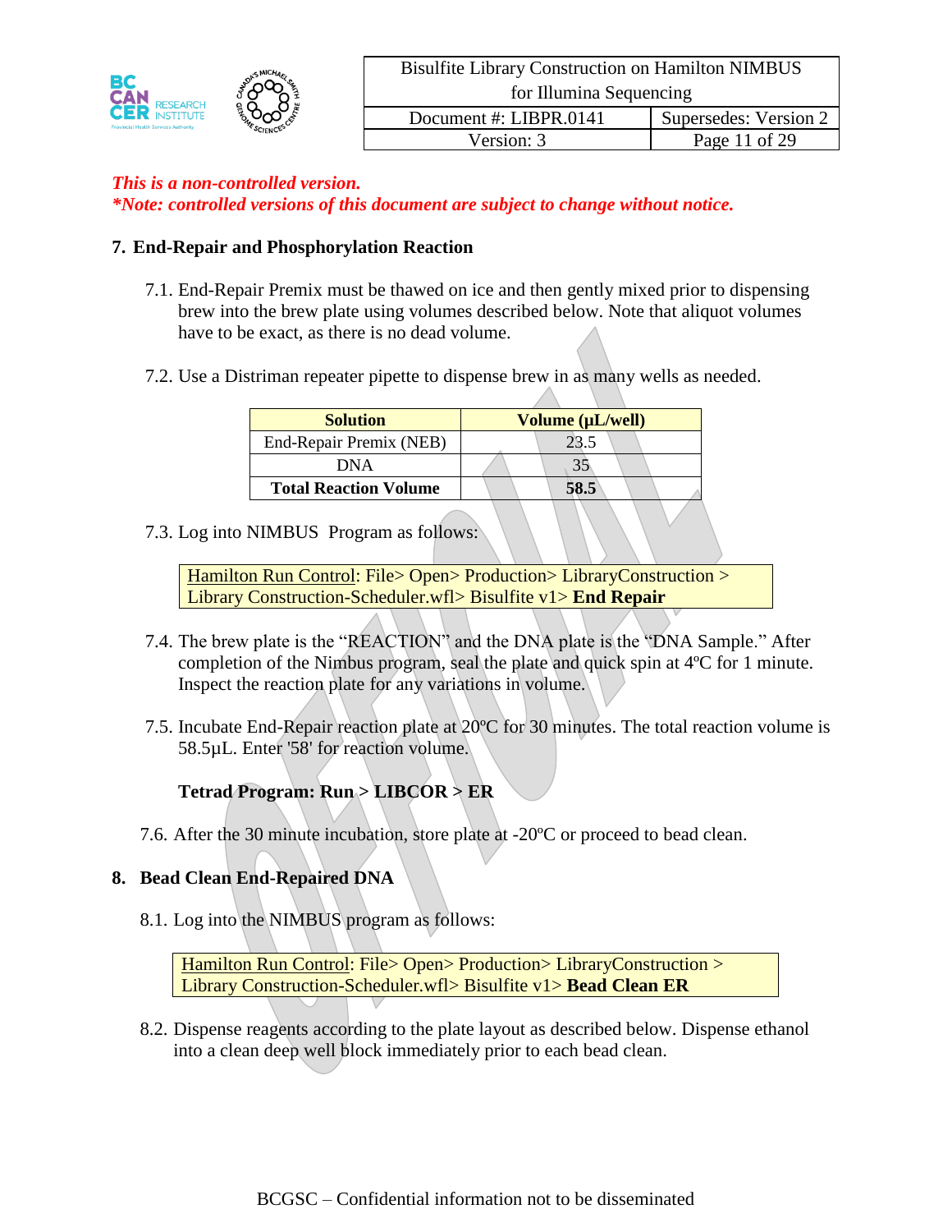*This is a non-controlled version.*
*\*Note: controlled versions of this document are subject to change without notice.*

## 7. End-Repair and Phosphorylation Reaction

7.1. End-Repair Premix must be thawed on ice and then gently mixed prior to dispensing brew into the brew plate using volumes described below. Note that aliquot volumes have to be exact, as there is no dead volume.

7.2. Use a Distriman repeater pipette to dispense brew in as many wells as needed.

| Solution | Volume (µL/well) |
|---|---|
| End-Repair Premix (NEB) | 23.5 |
| DNA | 35 |
| **Total Reaction Volume** | **58.5** |

7.3. Log into NIMBUS Program as follows:

Hamilton Run Control: File> Open> Production> LibraryConstruction > Library Construction-Scheduler.wfl> Bisulfite v1> **End Repair**

7.4. The brew plate is the "REACTION" and the DNA plate is the "DNA Sample." After completion of the Nimbus program, seal the plate and quick spin at 4ºC for 1 minute. Inspect the reaction plate for any variations in volume.

7.5. Incubate End-Repair reaction plate at 20ºC for 30 minutes. The total reaction volume is 58.5µL. Enter '58' for reaction volume.

**Tetrad Program: Run > LIBCOR > ER**

7.6. After the 30 minute incubation, store plate at -20ºC or proceed to bead clean.

## 8. Bead Clean End-Repaired DNA

8.1. Log into the NIMBUS program as follows:

Hamilton Run Control: File> Open> Production> LibraryConstruction > Library Construction-Scheduler.wfl> Bisulfite v1> **Bead Clean ER**

8.2. Dispense reagents according to the plate layout as described below. Dispense ethanol into a clean deep well block immediately prior to each bead clean.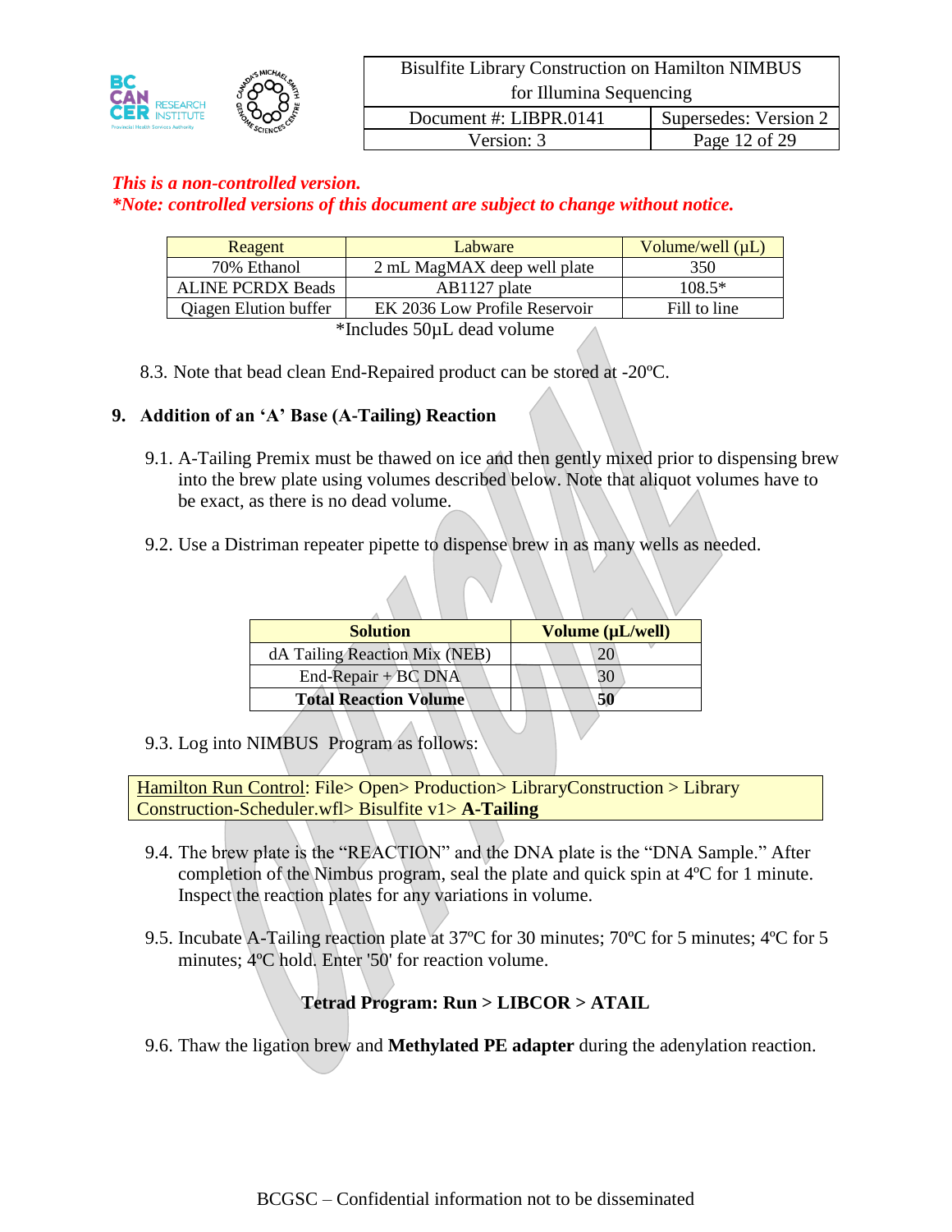*This is a non-controlled version.*
*\*Note: controlled versions of this document are subject to change without notice.*

| Reagent | Labware | Volume/well (µL) |
|---|---|---|
| 70% Ethanol | 2 mL MagMAX deep well plate | 350 |
| ALINE PCRDX Beads | AB1127 plate | 108.5* |
| Qiagen Elution buffer | EK 2036 Low Profile Reservoir | Fill to line |

*Includes 50µL dead volume

8.3. Note that bead clean End-Repaired product can be stored at -20ºC.

## 9. Addition of an 'A' Base (A-Tailing) Reaction

9.1. A-Tailing Premix must be thawed on ice and then gently mixed prior to dispensing brew into the brew plate using volumes described below. Note that aliquot volumes have to be exact, as there is no dead volume.

9.2. Use a Distriman repeater pipette to dispense brew in as many wells as needed.

| **Solution** | **Volume (µL/well)** |
|---|---|
| dA Tailing Reaction Mix (NEB) | 20 |
| End-Repair + BC DNA | 30 |
| **Total Reaction Volume** | **50** |

9.3. Log into NIMBUS Program as follows:

Hamilton Run Control: File> Open> Production> LibraryConstruction > Library Construction-Scheduler.wfl> Bisulfite v1> **A-Tailing**

9.4. The brew plate is the "REACTION" and the DNA plate is the "DNA Sample." After completion of the Nimbus program, seal the plate and quick spin at 4ºC for 1 minute. Inspect the reaction plates for any variations in volume.

9.5. Incubate A-Tailing reaction plate at 37ºC for 30 minutes; 70ºC for 5 minutes; 4ºC for 5 minutes; 4ºC hold. Enter '50' for reaction volume.

**Tetrad Program: Run > LIBCOR > ATAIL**

9.6. Thaw the ligation brew and **Methylated PE adapter** during the adenylation reaction.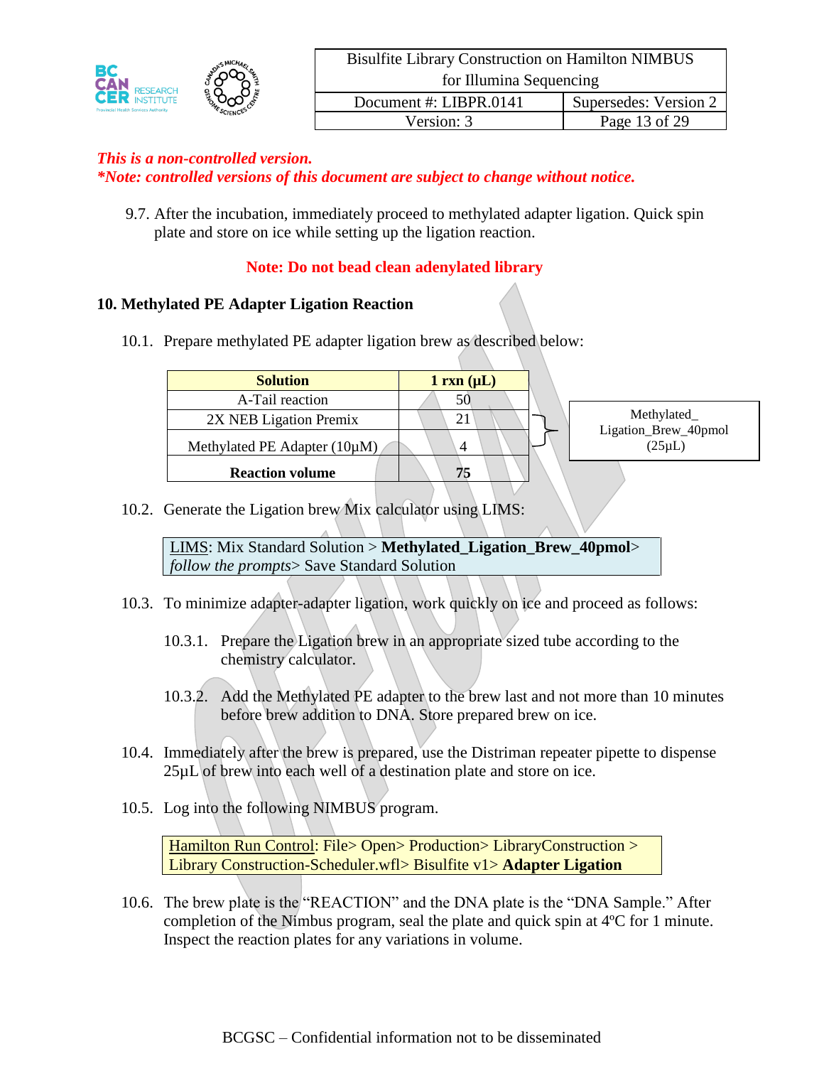*This is a non-controlled version.*
*\*Note: controlled versions of this document are subject to change without notice.*

9.7. After the incubation, immediately proceed to methylated adapter ligation. Quick spin plate and store on ice while setting up the ligation reaction.

**Note: Do not bead clean adenylated library**

## 10. Methylated PE Adapter Ligation Reaction

10.1. Prepare methylated PE adapter ligation brew as described below:

| Solution | 1 rxn (µL) | |
|---|---|---|
| A-Tail reaction | 50 | |
| 2X NEB Ligation Premix | 21 | Methylated_ Ligation_Brew_40pmol (25µL) |
| Methylated PE Adapter (10µM) | 4 | |
| **Reaction volume** | **75** | |

10.2. Generate the Ligation brew Mix calculator using LIMS:

LIMS: Mix Standard Solution > **Methylated_Ligation_Brew_40pmol**> *follow the prompts*> Save Standard Solution

10.3. To minimize adapter-adapter ligation, work quickly on ice and proceed as follows:

10.3.1. Prepare the Ligation brew in an appropriate sized tube according to the chemistry calculator.

10.3.2. Add the Methylated PE adapter to the brew last and not more than 10 minutes before brew addition to DNA. Store prepared brew on ice.

10.4. Immediately after the brew is prepared, use the Distriman repeater pipette to dispense 25µL of brew into each well of a destination plate and store on ice.

10.5. Log into the following NIMBUS program.

Hamilton Run Control: File> Open> Production> LibraryConstruction > Library Construction-Scheduler.wfl> Bisulfite v1> **Adapter Ligation**

10.6. The brew plate is the "REACTION" and the DNA plate is the "DNA Sample." After completion of the Nimbus program, seal the plate and quick spin at 4ºC for 1 minute. Inspect the reaction plates for any variations in volume.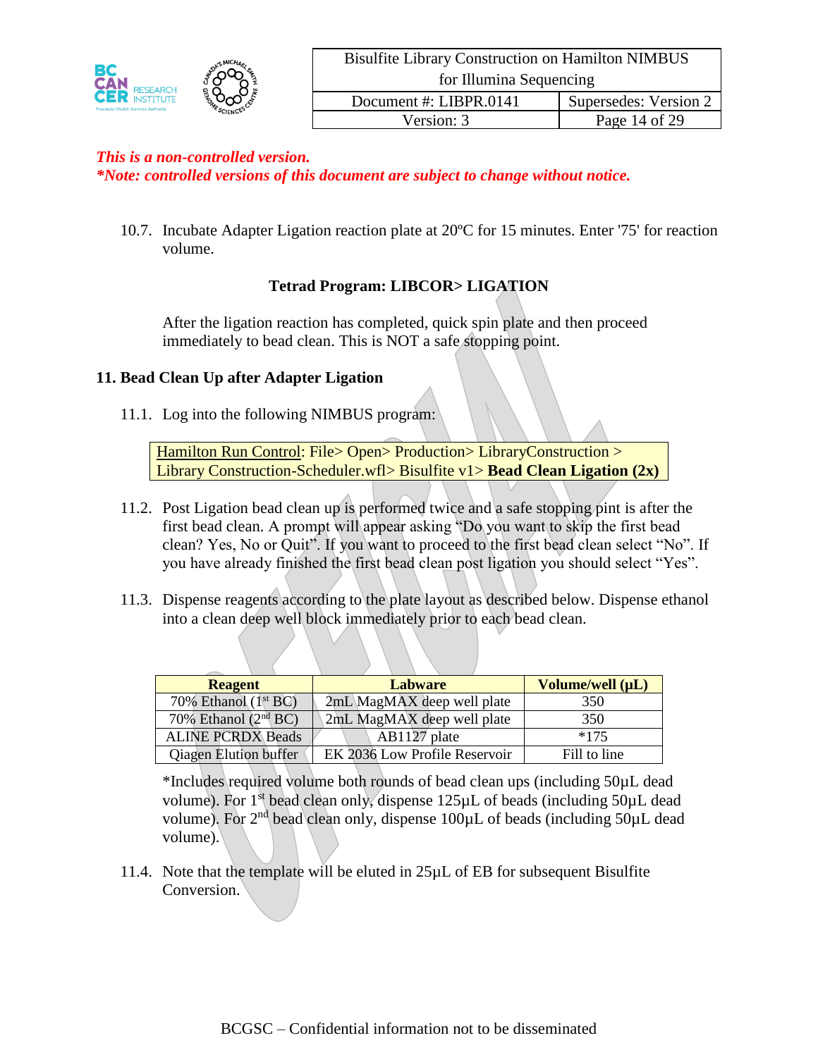*This is a non-controlled version.*
***Note: controlled versions of this document are subject to change without notice.***

10.7. Incubate Adapter Ligation reaction plate at 20ºC for 15 minutes. Enter '75' for reaction volume.

**Tetrad Program: LIBCOR> LIGATION**

After the ligation reaction has completed, quick spin plate and then proceed immediately to bead clean. This is NOT a safe stopping point.

## 11. Bead Clean Up after Adapter Ligation

11.1. Log into the following NIMBUS program:

Hamilton Run Control: File> Open> Production> LibraryConstruction > Library Construction-Scheduler.wfl> Bisulfite v1> **Bead Clean Ligation (2x)**

11.2. Post Ligation bead clean up is performed twice and a safe stopping pint is after the first bead clean. A prompt will appear asking "Do you want to skip the first bead clean? Yes, No or Quit". If you want to proceed to the first bead clean select "No". If you have already finished the first bead clean post ligation you should select "Yes".

11.3. Dispense reagents according to the plate layout as described below. Dispense ethanol into a clean deep well block immediately prior to each bead clean.

| Reagent | Labware | Volume/well (µL) |
|---|---|---|
| 70% Ethanol (1st BC) | 2mL MagMAX deep well plate | 350 |
| 70% Ethanol (2nd BC) | 2mL MagMAX deep well plate | 350 |
| ALINE PCRDX Beads | AB1127 plate | *175 |
| Qiagen Elution buffer | EK 2036 Low Profile Reservoir | Fill to line |

*Includes required volume both rounds of bead clean ups (including 50µL dead volume). For 1st bead clean only, dispense 125µL of beads (including 50µL dead volume). For 2nd bead clean only, dispense 100µL of beads (including 50µL dead volume).

11.4. Note that the template will be eluted in 25µL of EB for subsequent Bisulfite Conversion.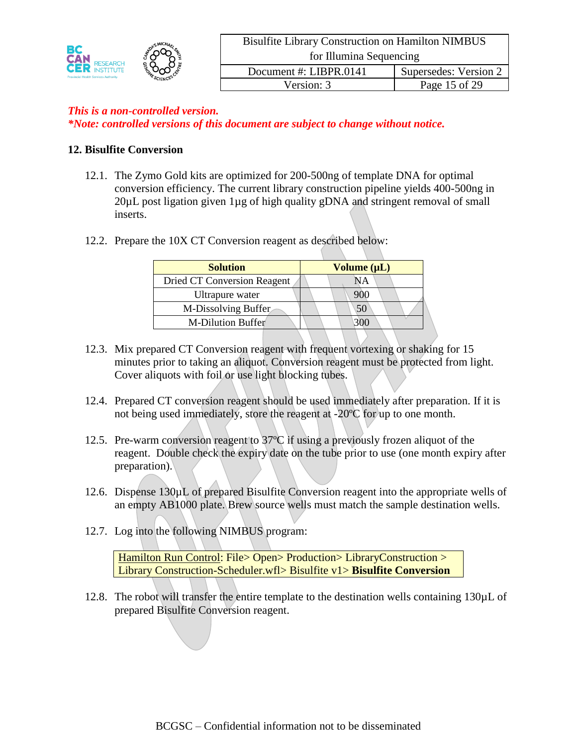*This is a non-controlled version.*
*\*Note: controlled versions of this document are subject to change without notice.*

## 12. Bisulfite Conversion

12.1. The Zymo Gold kits are optimized for 200-500ng of template DNA for optimal conversion efficiency. The current library construction pipeline yields 400-500ng in 20µL post ligation given 1µg of high quality gDNA and stringent removal of small inserts.

12.2. Prepare the 10X CT Conversion reagent as described below:

| Solution | Volume (µL) |
|---|---|
| Dried CT Conversion Reagent | NA |
| Ultrapure water | 900 |
| M-Dissolving Buffer | 50 |
| M-Dilution Buffer | 300 |

12.3. Mix prepared CT Conversion reagent with frequent vortexing or shaking for 15 minutes prior to taking an aliquot. Conversion reagent must be protected from light. Cover aliquots with foil or use light blocking tubes.

12.4. Prepared CT conversion reagent should be used immediately after preparation. If it is not being used immediately, store the reagent at -20ºC for up to one month.

12.5. Pre-warm conversion reagent to 37ºC if using a previously frozen aliquot of the reagent. Double check the expiry date on the tube prior to use (one month expiry after preparation).

12.6. Dispense 130µL of prepared Bisulfite Conversion reagent into the appropriate wells of an empty AB1000 plate. Brew source wells must match the sample destination wells.

12.7. Log into the following NIMBUS program:

Hamilton Run Control: File> Open> Production> LibraryConstruction > Library Construction-Scheduler.wfl> Bisulfite v1> **Bisulfite Conversion**

12.8. The robot will transfer the entire template to the destination wells containing 130µL of prepared Bisulfite Conversion reagent.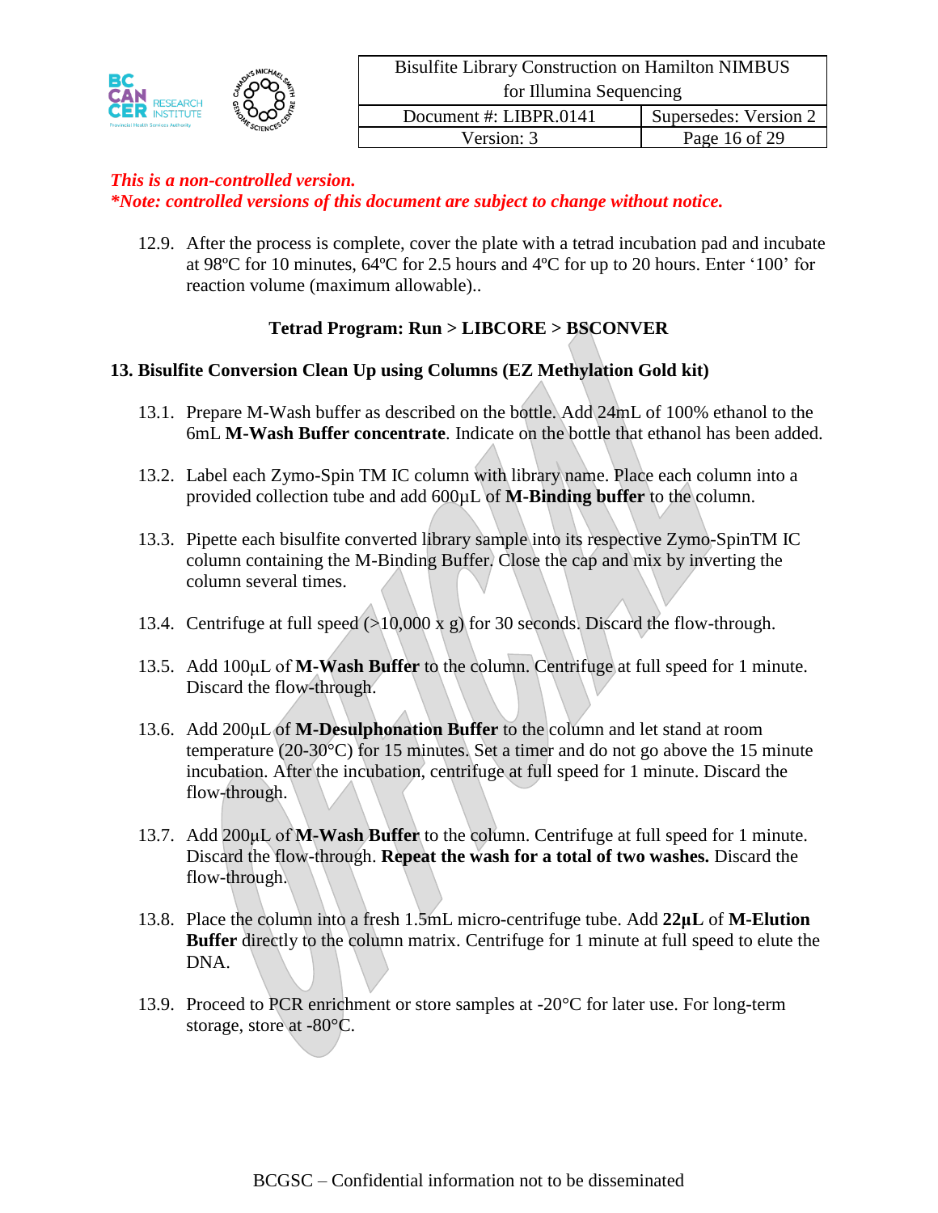*This is a non-controlled version.*
***Note: controlled versions of this document are subject to change without notice.***

12.9. After the process is complete, cover the plate with a tetrad incubation pad and incubate at 98ºC for 10 minutes, 64ºC for 2.5 hours and 4ºC for up to 20 hours. Enter '100' for reaction volume (maximum allowable)..

**Tetrad Program: Run > LIBCORE > BSCONVER**

## 13. Bisulfite Conversion Clean Up using Columns (EZ Methylation Gold kit)

13.1. Prepare M-Wash buffer as described on the bottle. Add 24mL of 100% ethanol to the 6mL **M-Wash Buffer concentrate**. Indicate on the bottle that ethanol has been added.

13.2. Label each Zymo-Spin TM IC column with library name. Place each column into a provided collection tube and add 600µL of **M-Binding buffer** to the column.

13.3. Pipette each bisulfite converted library sample into its respective Zymo-SpinTM IC column containing the M-Binding Buffer. Close the cap and mix by inverting the column several times.

13.4. Centrifuge at full speed (>10,000 x g) for 30 seconds. Discard the flow-through.

13.5. Add 100µL of **M-Wash Buffer** to the column. Centrifuge at full speed for 1 minute. Discard the flow-through.

13.6. Add 200µL of **M-Desulphonation Buffer** to the column and let stand at room temperature (20-30°C) for 15 minutes. Set a timer and do not go above the 15 minute incubation. After the incubation, centrifuge at full speed for 1 minute. Discard the flow-through.

13.7. Add 200µL of **M-Wash Buffer** to the column. Centrifuge at full speed for 1 minute. Discard the flow-through. **Repeat the wash for a total of two washes.** Discard the flow-through.

13.8. Place the column into a fresh 1.5mL micro-centrifuge tube. Add **22µL** of **M-Elution Buffer** directly to the column matrix. Centrifuge for 1 minute at full speed to elute the DNA.

13.9. Proceed to PCR enrichment or store samples at -20°C for later use. For long-term storage, store at -80°C.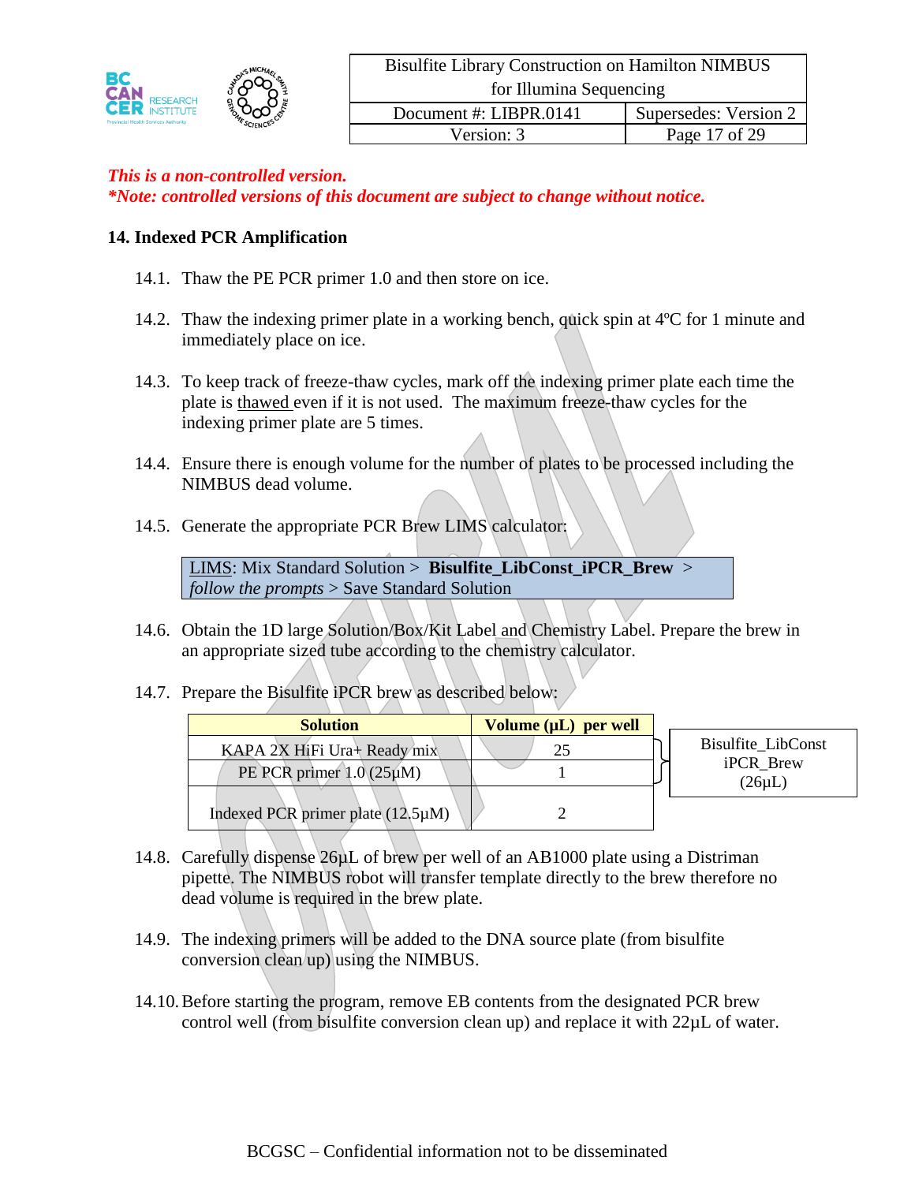*This is a non-controlled version.*
*\*Note: controlled versions of this document are subject to change without notice.*

## 14. Indexed PCR Amplification

14.1. Thaw the PE PCR primer 1.0 and then store on ice.

14.2. Thaw the indexing primer plate in a working bench, quick spin at 4ºC for 1 minute and immediately place on ice.

14.3. To keep track of freeze-thaw cycles, mark off the indexing primer plate each time the plate is thawed even if it is not used. The maximum freeze-thaw cycles for the indexing primer plate are 5 times.

14.4. Ensure there is enough volume for the number of plates to be processed including the NIMBUS dead volume.

14.5. Generate the appropriate PCR Brew LIMS calculator:

> LIMS: Mix Standard Solution > **Bisulfite_LibConst_iPCR_Brew** > *follow the prompts* > Save Standard Solution

14.6. Obtain the 1D large Solution/Box/Kit Label and Chemistry Label. Prepare the brew in an appropriate sized tube according to the chemistry calculator.

14.7. Prepare the Bisulfite iPCR brew as described below:

| Solution | Volume (µL) per well | |
|---|---|---|
| KAPA 2X HiFi Ura+ Ready mix | 25 | Bisulfite_LibConst iPCR_Brew (26µL) |
| PE PCR primer 1.0 (25µM) | 1 | |
| Indexed PCR primer plate (12.5µM) | 2 | |

14.8. Carefully dispense 26µL of brew per well of an AB1000 plate using a Distriman pipette. The NIMBUS robot will transfer template directly to the brew therefore no dead volume is required in the brew plate.

14.9. The indexing primers will be added to the DNA source plate (from bisulfite conversion clean up) using the NIMBUS.

14.10. Before starting the program, remove EB contents from the designated PCR brew control well (from bisulfite conversion clean up) and replace it with 22µL of water.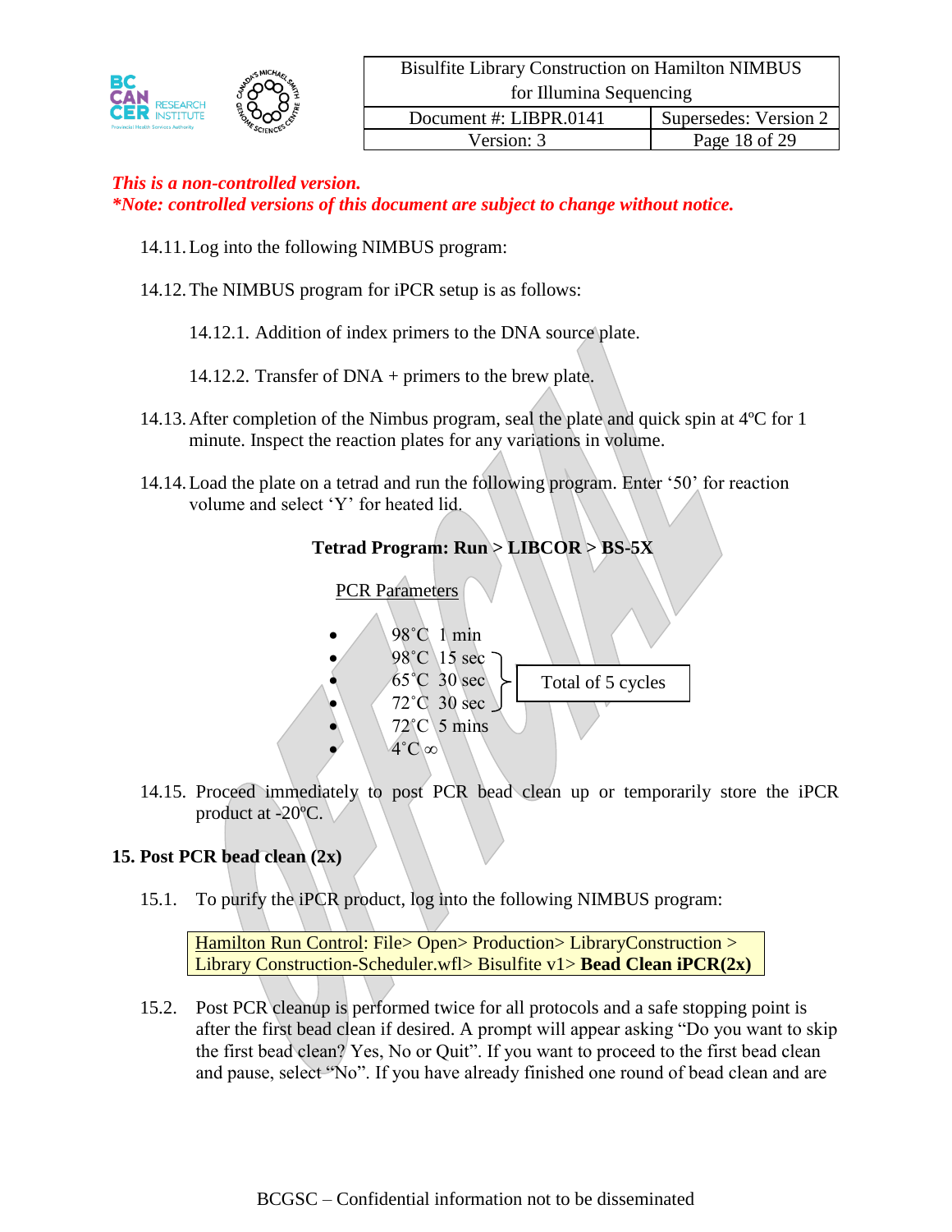*This is a non-controlled version.*
***Note: controlled versions of this document are subject to change without notice.***

14.11. Log into the following NIMBUS program:

14.12. The NIMBUS program for iPCR setup is as follows:

14.12.1. Addition of index primers to the DNA source plate.

14.12.2. Transfer of DNA + primers to the brew plate.

14.13. After completion of the Nimbus program, seal the plate and quick spin at 4ºC for 1 minute. Inspect the reaction plates for any variations in volume.

14.14. Load the plate on a tetrad and run the following program. Enter '50' for reaction volume and select 'Y' for heated lid.

**Tetrad Program: Run > LIBCOR > BS-5X**

PCR Parameters

- 98˚C 1 min
- 98˚C 15 sec
- 65˚C 30 sec
- 72˚C 30 sec
- 72˚C 5 mins
- 4˚C ∞

(98˚C 15 sec, 65˚C 30 sec, 72˚C 30 sec: Total of 5 cycles)

14.15. Proceed immediately to post PCR bead clean up or temporarily store the iPCR product at -20ºC.

## 15. Post PCR bead clean (2x)

15.1. To purify the iPCR product, log into the following NIMBUS program:

Hamilton Run Control: File> Open> Production> LibraryConstruction > Library Construction-Scheduler.wfl> Bisulfite v1> **Bead Clean iPCR(2x)**

15.2. Post PCR cleanup is performed twice for all protocols and a safe stopping point is after the first bead clean if desired. A prompt will appear asking "Do you want to skip the first bead clean? Yes, No or Quit". If you want to proceed to the first bead clean and pause, select "No". If you have already finished one round of bead clean and are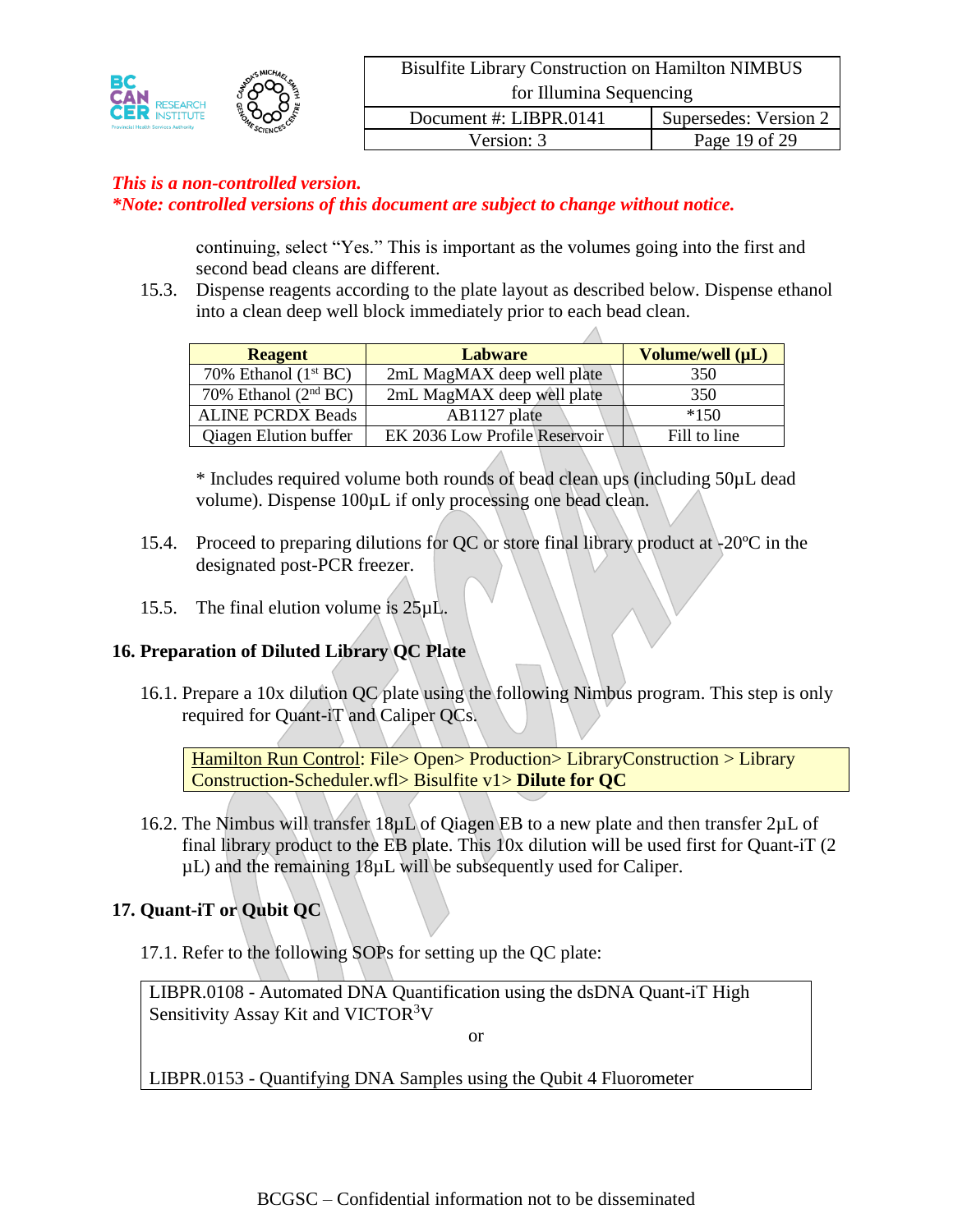*This is a non-controlled version.*
***Note: controlled versions of this document are subject to change without notice.***

continuing, select “Yes.” This is important as the volumes going into the first and second bead cleans are different.

15.3. Dispense reagents according to the plate layout as described below. Dispense ethanol into a clean deep well block immediately prior to each bead clean.

| Reagent | Labware | Volume/well (µL) |
|---|---|---|
| 70% Ethanol (1st BC) | 2mL MagMAX deep well plate | 350 |
| 70% Ethanol (2nd BC) | 2mL MagMAX deep well plate | 350 |
| ALINE PCRDX Beads | AB1127 plate | *150 |
| Qiagen Elution buffer | EK 2036 Low Profile Reservoir | Fill to line |

* Includes required volume both rounds of bead clean ups (including 50µL dead volume). Dispense 100µL if only processing one bead clean.

15.4. Proceed to preparing dilutions for QC or store final library product at -20ºC in the designated post-PCR freezer.

15.5. The final elution volume is 25µL.

## 16. Preparation of Diluted Library QC Plate

16.1. Prepare a 10x dilution QC plate using the following Nimbus program. This step is only required for Quant-iT and Caliper QCs.

> Hamilton Run Control: File> Open> Production> LibraryConstruction > Library Construction-Scheduler.wfl> Bisulfite v1> **Dilute for QC**

16.2. The Nimbus will transfer 18µL of Qiagen EB to a new plate and then transfer 2µL of final library product to the EB plate. This 10x dilution will be used first for Quant-iT (2 µL) and the remaining 18µL will be subsequently used for Caliper.

## 17. Quant-iT or Qubit QC

17.1. Refer to the following SOPs for setting up the QC plate:

> LIBPR.0108 - Automated DNA Quantification using the dsDNA Quant-iT High Sensitivity Assay Kit and VICTOR$^3$V
>
> or
>
> LIBPR.0153 - Quantifying DNA Samples using the Qubit 4 Fluorometer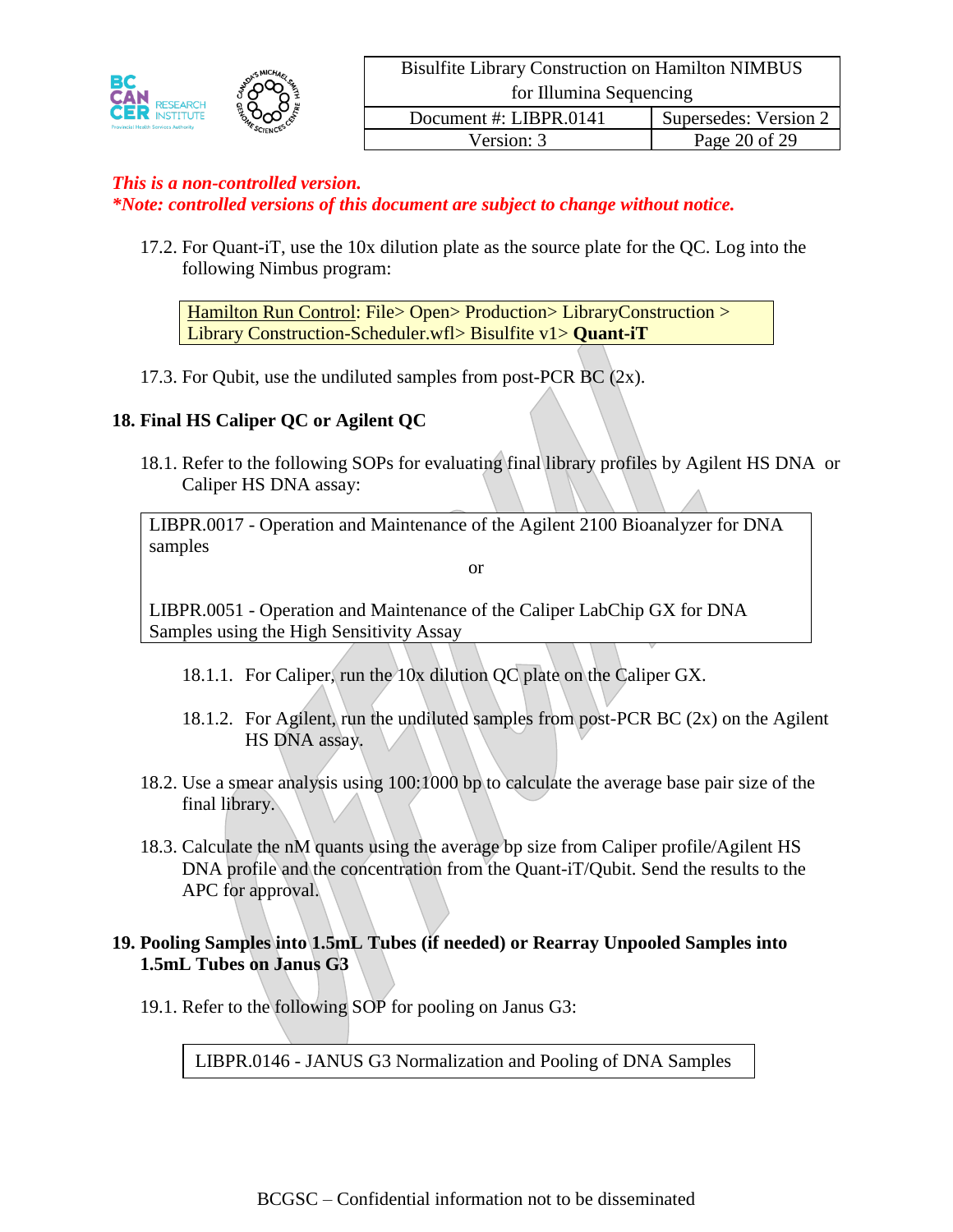*This is a non-controlled version.*
****Note: controlled versions of this document are subject to change without notice.***

17.2. For Quant-iT, use the 10x dilution plate as the source plate for the QC. Log into the following Nimbus program:

| Hamilton Run Control: File> Open> Production> LibraryConstruction > Library Construction-Scheduler.wfl> Bisulfite v1> **Quant-iT** |
|---|

17.3. For Qubit, use the undiluted samples from post-PCR BC (2x).

## 18. Final HS Caliper QC or Agilent QC

18.1. Refer to the following SOPs for evaluating final library profiles by Agilent HS DNA or Caliper HS DNA assay:

| LIBPR.0017 - Operation and Maintenance of the Agilent 2100 Bioanalyzer for DNA samples<br>or<br>LIBPR.0051 - Operation and Maintenance of the Caliper LabChip GX for DNA Samples using the High Sensitivity Assay |
|---|

18.1.1. For Caliper, run the 10x dilution QC plate on the Caliper GX.

18.1.2. For Agilent, run the undiluted samples from post-PCR BC (2x) on the Agilent HS DNA assay.

18.2. Use a smear analysis using 100:1000 bp to calculate the average base pair size of the final library.

18.3. Calculate the nM quants using the average bp size from Caliper profile/Agilent HS DNA profile and the concentration from the Quant-iT/Qubit. Send the results to the APC for approval.

## 19. Pooling Samples into 1.5mL Tubes (if needed) or Rearray Unpooled Samples into 1.5mL Tubes on Janus G3

19.1. Refer to the following SOP for pooling on Janus G3:

| LIBPR.0146 - JANUS G3 Normalization and Pooling of DNA Samples |
|---|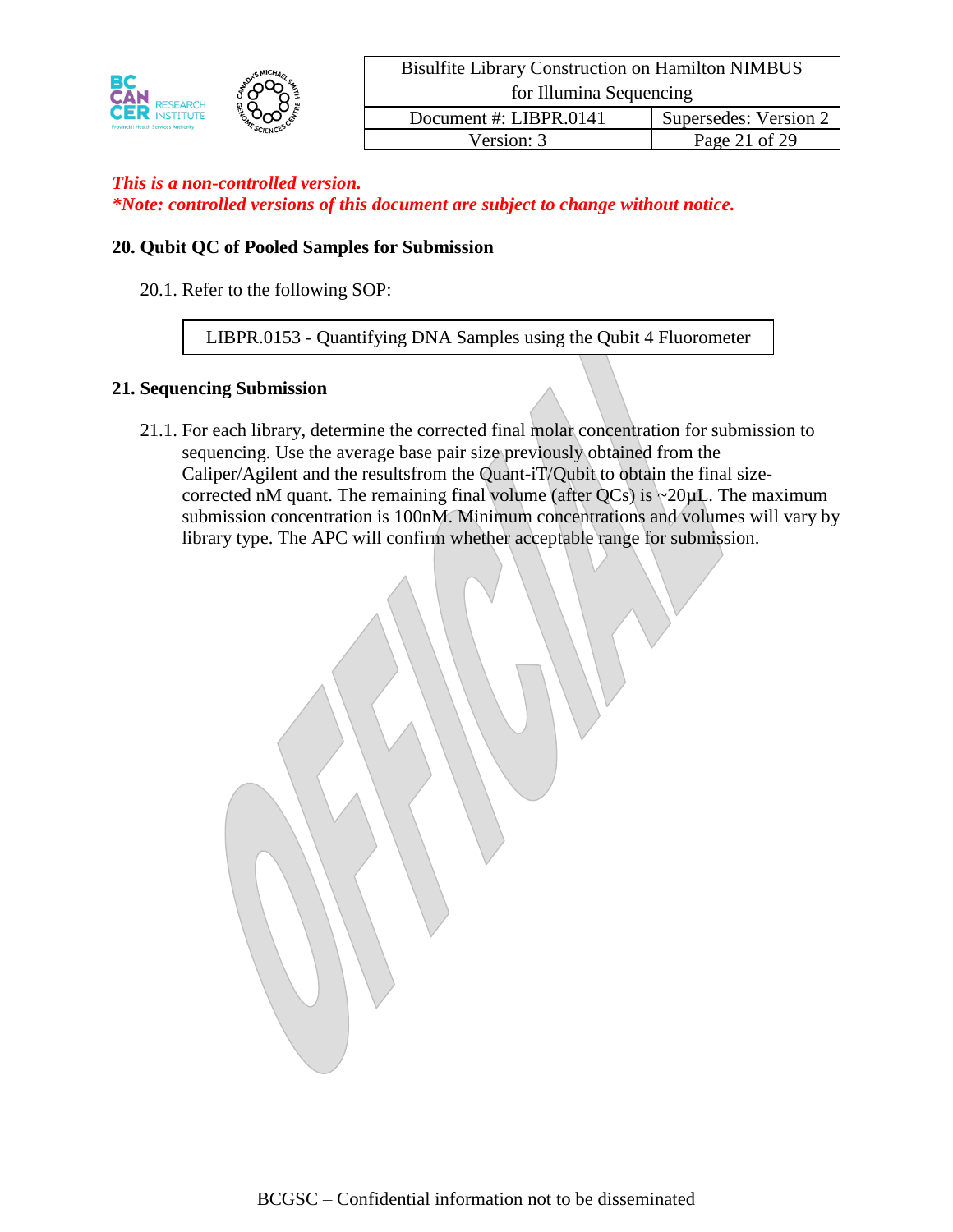*This is a non-controlled version.*
*\*Note: controlled versions of this document are subject to change without notice.*

## 20. Qubit QC of Pooled Samples for Submission

20.1. Refer to the following SOP:

| LIBPR.0153 - Quantifying DNA Samples using the Qubit 4 Fluorometer |
|---|

## 21. Sequencing Submission

21.1. For each library, determine the corrected final molar concentration for submission to sequencing. Use the average base pair size previously obtained from the Caliper/Agilent and the resultsfrom the Quant-iT/Qubit to obtain the final size-corrected nM quant. The remaining final volume (after QCs) is ~20µL. The maximum submission concentration is 100nM. Minimum concentrations and volumes will vary by library type. The APC will confirm whether acceptable range for submission.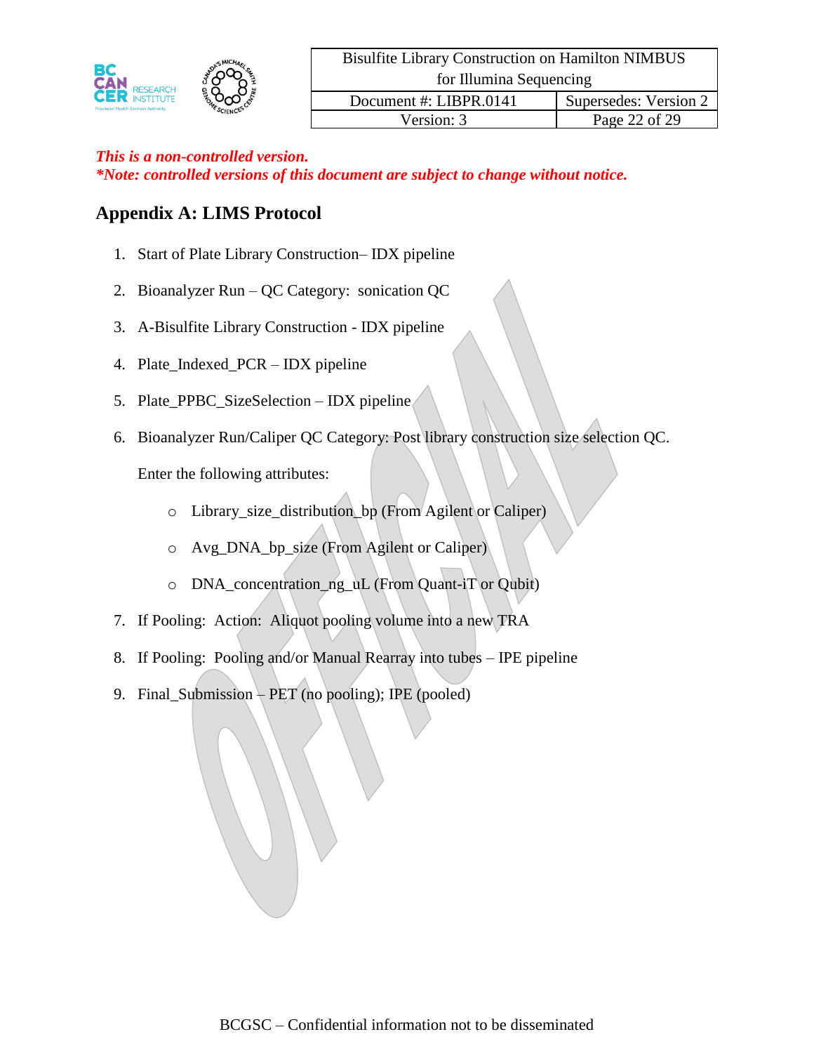*This is a non-controlled version.*
*\*Note: controlled versions of this document are subject to change without notice.*

## Appendix A: LIMS Protocol

1. Start of Plate Library Construction– IDX pipeline
2. Bioanalyzer Run – QC Category: sonication QC
3. A-Bisulfite Library Construction - IDX pipeline
4. Plate_Indexed_PCR – IDX pipeline
5. Plate_PPBC_SizeSelection – IDX pipeline
6. Bioanalyzer Run/Caliper QC Category: Post library construction size selection QC.

   Enter the following attributes:

   - Library_size_distribution_bp (From Agilent or Caliper)
   - Avg_DNA_bp_size (From Agilent or Caliper)
   - DNA_concentration_ng_uL (From Quant-iT or Qubit)

7. If Pooling: Action: Aliquot pooling volume into a new TRA
8. If Pooling: Pooling and/or Manual Rearray into tubes – IPE pipeline
9. Final_Submission – PET (no pooling); IPE (pooled)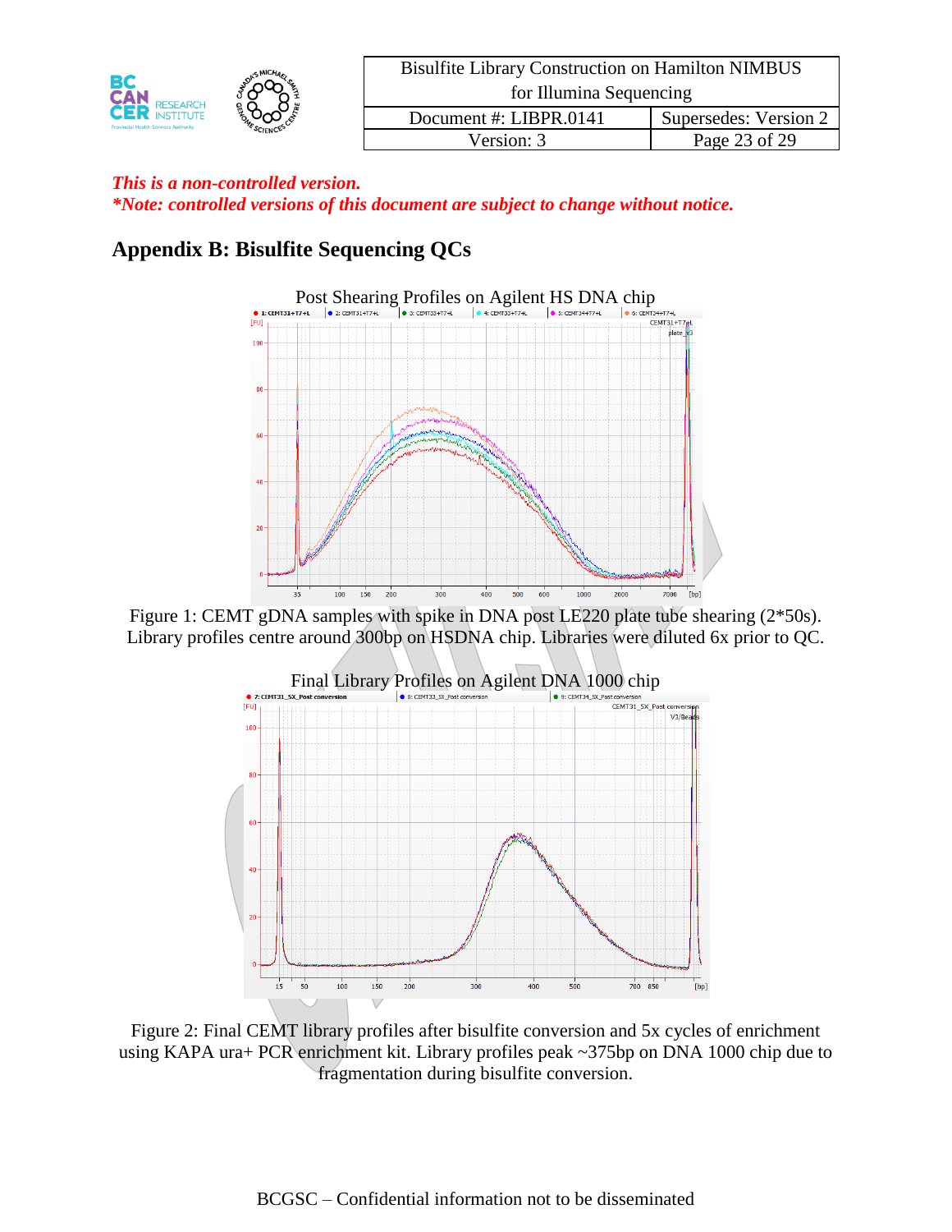*This is a non-controlled version.*
*\*Note: controlled versions of this document are subject to change without notice.*

## Appendix B: Bisulfite Sequencing QCs

Post Shearing Profiles on Agilent HS DNA chip

Figure 1: CEMT gDNA samples with spike in DNA post LE220 plate tube shearing (2*50s). Library profiles centre around 300bp on HSDNA chip. Libraries were diluted 6x prior to QC.

Final Library Profiles on Agilent DNA 1000 chip

Figure 2: Final CEMT library profiles after bisulfite conversion and 5x cycles of enrichment using KAPA ura+ PCR enrichment kit. Library profiles peak ~375bp on DNA 1000 chip due to fragmentation during bisulfite conversion.

BCGSC – Confidential information not to be disseminated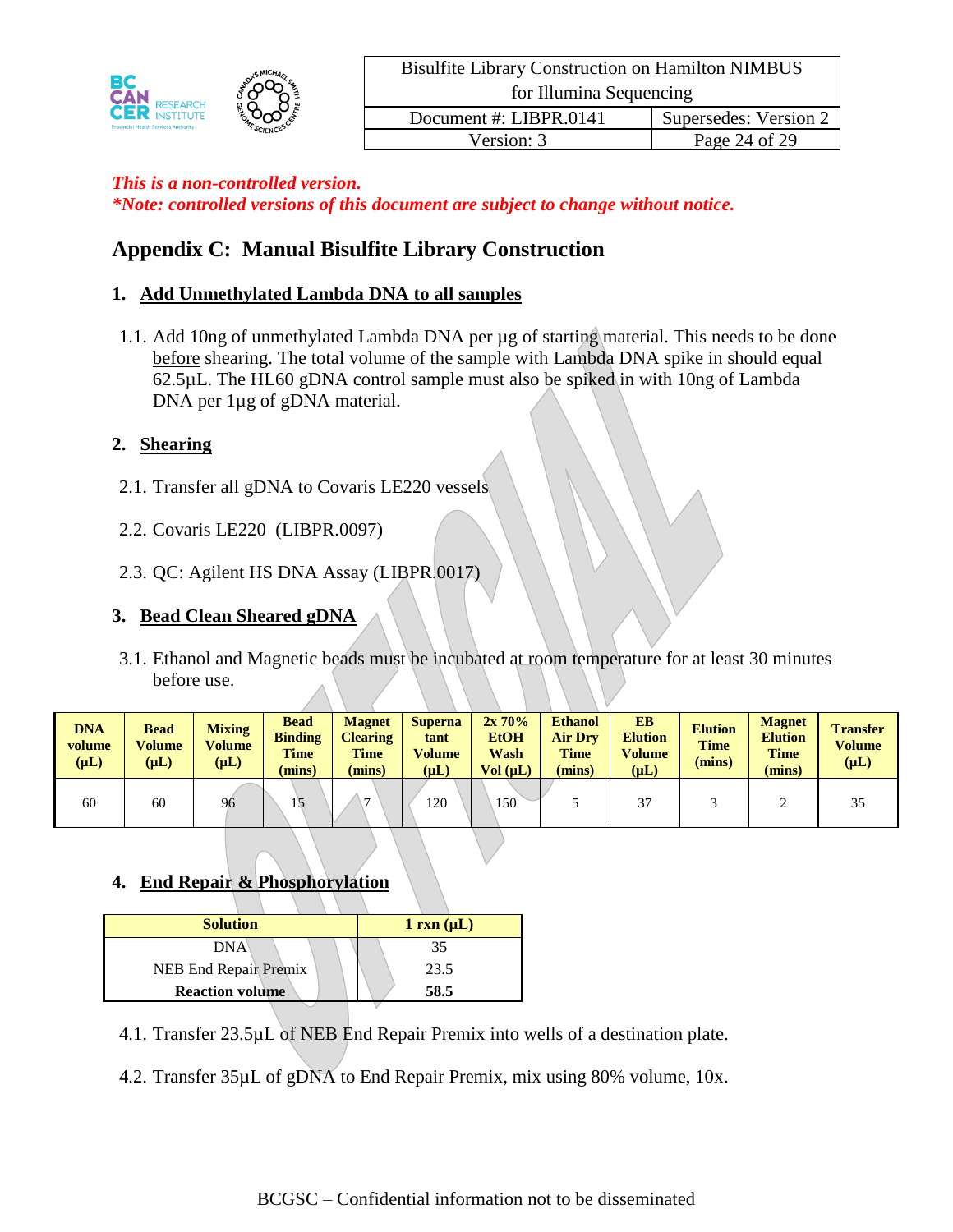*This is a non-controlled version.*
***Note: controlled versions of this document are subject to change without notice.***

# Appendix C: Manual Bisulfite Library Construction

## 1. Add Unmethylated Lambda DNA to all samples

1.1. Add 10ng of unmethylated Lambda DNA per µg of starting material. This needs to be done before shearing. The total volume of the sample with Lambda DNA spike in should equal 62.5µL. The HL60 gDNA control sample must also be spiked in with 10ng of Lambda DNA per 1µg of gDNA material.

## 2. Shearing

2.1. Transfer all gDNA to Covaris LE220 vessels

2.2. Covaris LE220 (LIBPR.0097)

2.3. QC: Agilent HS DNA Assay (LIBPR.0017)

## 3. Bead Clean Sheared gDNA

3.1. Ethanol and Magnetic beads must be incubated at room temperature for at least 30 minutes before use.

| DNA volume (µL) | Bead Volume (µL) | Mixing Volume (µL) | Bead Binding Time (mins) | Magnet Clearing Time (mins) | Supernatant Volume (µL) | 2x 70% EtOH Wash Vol (µL) | Ethanol Air Dry Time (mins) | EB Elution Volume (µL) | Elution Time (mins) | Magnet Elution Time (mins) | Transfer Volume (µL) |
|---|---|---|---|---|---|---|---|---|---|---|---|
| 60 | 60 | 96 | 15 | 7 | 120 | 150 | 5 | 37 | 3 | 2 | 35 |

## 4. End Repair & Phosphorylation

| Solution | 1 rxn (µL) |
|---|---|
| DNA | 35 |
| NEB End Repair Premix | 23.5 |
| **Reaction volume** | **58.5** |

4.1. Transfer 23.5µL of NEB End Repair Premix into wells of a destination plate.

4.2. Transfer 35µL of gDNA to End Repair Premix, mix using 80% volume, 10x.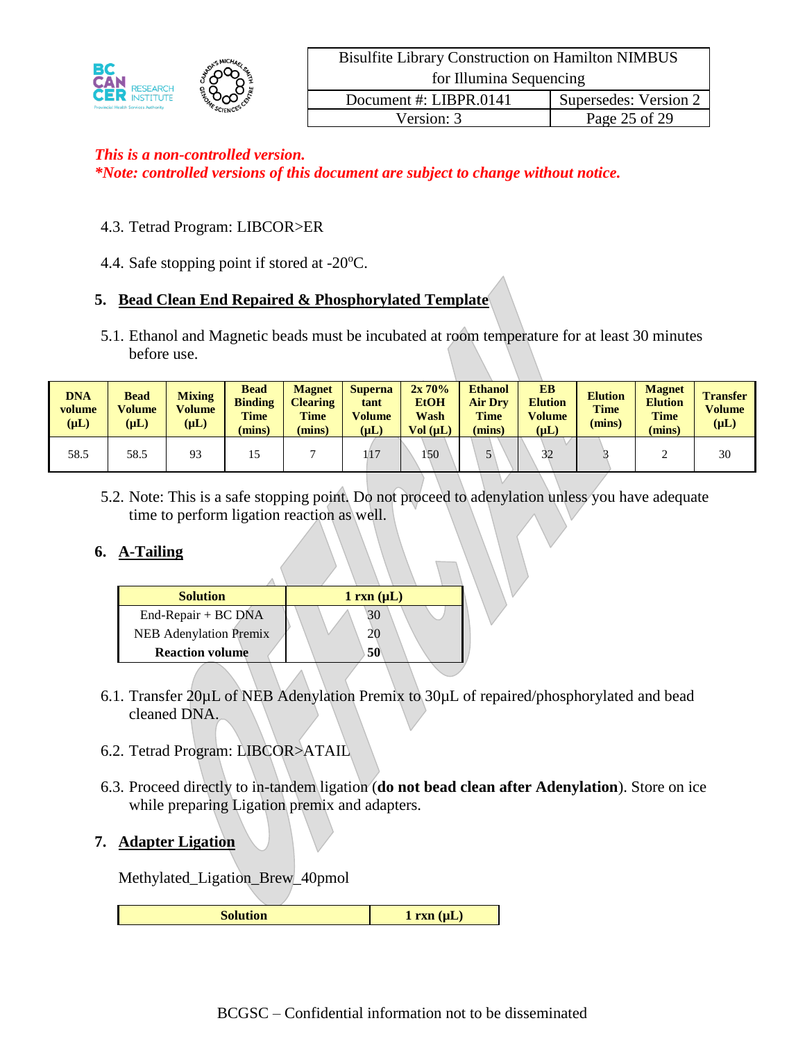*This is a non-controlled version.*
*\*Note: controlled versions of this document are subject to change without notice.*

4.3. Tetrad Program: LIBCOR>ER

4.4. Safe stopping point if stored at -20°C.

## 5. Bead Clean End Repaired & Phosphorylated Template

5.1. Ethanol and Magnetic beads must be incubated at room temperature for at least 30 minutes before use.

| DNA volume (µL) | Bead Volume (µL) | Mixing Volume (µL) | Bead Binding Time (mins) | Magnet Clearing Time (mins) | Supernatant Volume (µL) | 2x 70% EtOH Wash Vol (µL) | Ethanol Air Dry Time (mins) | EB Elution Volume (µL) | Elution Time (mins) | Magnet Elution Time (mins) | Transfer Volume (µL) |
|---|---|---|---|---|---|---|---|---|---|---|---|
| 58.5 | 58.5 | 93 | 15 | 7 | 117 | 150 | 5 | 32 | 3 | 2 | 30 |

5.2. Note: This is a safe stopping point. Do not proceed to adenylation unless you have adequate time to perform ligation reaction as well.

## 6. A-Tailing

| Solution | 1 rxn (µL) |
|---|---|
| End-Repair + BC DNA | 30 |
| NEB Adenylation Premix | 20 |
| **Reaction volume** | **50** |

6.1. Transfer 20µL of NEB Adenylation Premix to 30µL of repaired/phosphorylated and bead cleaned DNA.

6.2. Tetrad Program: LIBCOR>ATAIL

6.3. Proceed directly to in-tandem ligation (**do not bead clean after Adenylation**). Store on ice while preparing Ligation premix and adapters.

## 7. Adapter Ligation

Methylated_Ligation_Brew_40pmol

| Solution | 1 rxn (µL) |
|---|---|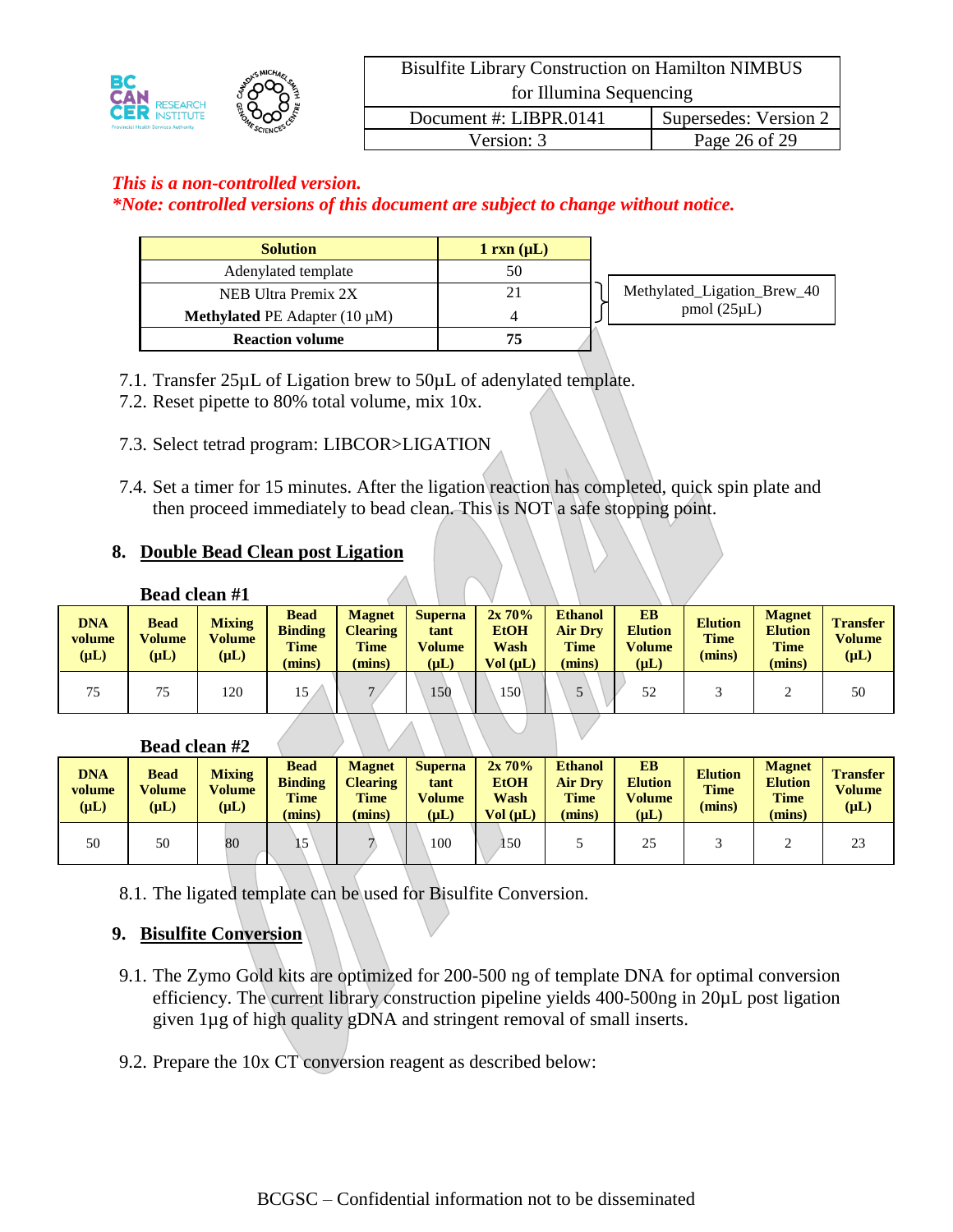*This is a non-controlled version.*
*\*Note: controlled versions of this document are subject to change without notice.*

| Solution | 1 rxn (µL) | |
|---|---|---|
| Adenylated template | 50 | |
| NEB Ultra Premix 2X | 21 | Methylated_Ligation_Brew_40 pmol (25µL) |
| **Methylated** PE Adapter (10 µM) | 4 | |
| **Reaction volume** | **75** | |

7.1. Transfer 25µL of Ligation brew to 50µL of adenylated template.
7.2. Reset pipette to 80% total volume, mix 10x.

7.3. Select tetrad program: LIBCOR>LIGATION

7.4. Set a timer for 15 minutes. After the ligation reaction has completed, quick spin plate and then proceed immediately to bead clean. This is NOT a safe stopping point.

## 8. Double Bead Clean post Ligation

**Bead clean #1**

| DNA volume (µL) | Bead Volume (µL) | Mixing Volume (µL) | Bead Binding Time (mins) | Magnet Clearing Time (mins) | Supernatant Volume (µL) | 2x 70% EtOH Wash Vol (µL) | Ethanol Air Dry Time (mins) | EB Elution Volume (µL) | Elution Time (mins) | Magnet Elution Time (mins) | Transfer Volume (µL) |
|---|---|---|---|---|---|---|---|---|---|---|---|
| 75 | 75 | 120 | 15 | 7 | 150 | 150 | 5 | 52 | 3 | 2 | 50 |

**Bead clean #2**

| DNA volume (µL) | Bead Volume (µL) | Mixing Volume (µL) | Bead Binding Time (mins) | Magnet Clearing Time (mins) | Supernatant Volume (µL) | 2x 70% EtOH Wash Vol (µL) | Ethanol Air Dry Time (mins) | EB Elution Volume (µL) | Elution Time (mins) | Magnet Elution Time (mins) | Transfer Volume (µL) |
|---|---|---|---|---|---|---|---|---|---|---|---|
| 50 | 50 | 80 | 15 | 7 | 100 | 150 | 5 | 25 | 3 | 2 | 23 |

8.1. The ligated template can be used for Bisulfite Conversion.

## 9. Bisulfite Conversion

9.1. The Zymo Gold kits are optimized for 200-500 ng of template DNA for optimal conversion efficiency. The current library construction pipeline yields 400-500ng in 20µL post ligation given 1µg of high quality gDNA and stringent removal of small inserts.

9.2. Prepare the 10x CT conversion reagent as described below: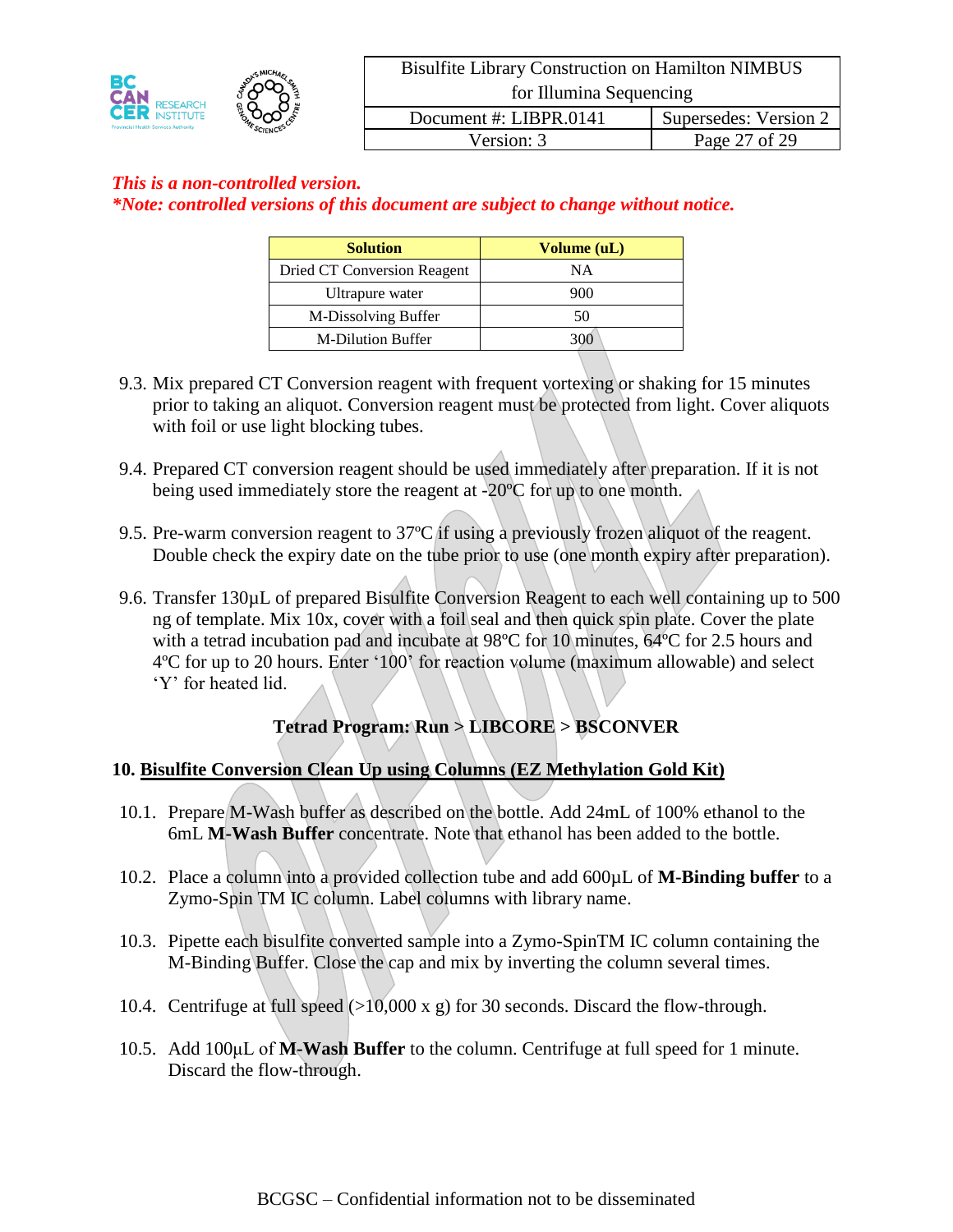*This is a non-controlled version.*
***Note: controlled versions of this document are subject to change without notice.***

| Solution | Volume (uL) |
|---|---|
| Dried CT Conversion Reagent | NA |
| Ultrapure water | 900 |
| M-Dissolving Buffer | 50 |
| M-Dilution Buffer | 300 |

9.3. Mix prepared CT Conversion reagent with frequent vortexing or shaking for 15 minutes prior to taking an aliquot. Conversion reagent must be protected from light. Cover aliquots with foil or use light blocking tubes.

9.4. Prepared CT conversion reagent should be used immediately after preparation. If it is not being used immediately store the reagent at -20ºC for up to one month.

9.5. Pre-warm conversion reagent to 37ºC if using a previously frozen aliquot of the reagent. Double check the expiry date on the tube prior to use (one month expiry after preparation).

9.6. Transfer 130µL of prepared Bisulfite Conversion Reagent to each well containing up to 500 ng of template. Mix 10x, cover with a foil seal and then quick spin plate. Cover the plate with a tetrad incubation pad and incubate at 98ºC for 10 minutes, 64ºC for 2.5 hours and 4ºC for up to 20 hours. Enter '100' for reaction volume (maximum allowable) and select 'Y' for heated lid.

**Tetrad Program: Run > LIBCORE > BSCONVER**

## 10. Bisulfite Conversion Clean Up using Columns (EZ Methylation Gold Kit)

10.1. Prepare M-Wash buffer as described on the bottle. Add 24mL of 100% ethanol to the 6mL **M-Wash Buffer** concentrate. Note that ethanol has been added to the bottle.

10.2. Place a column into a provided collection tube and add 600µL of **M-Binding buffer** to a Zymo-Spin TM IC column. Label columns with library name.

10.3. Pipette each bisulfite converted sample into a Zymo-SpinTM IC column containing the M-Binding Buffer. Close the cap and mix by inverting the column several times.

10.4. Centrifuge at full speed (>10,000 x g) for 30 seconds. Discard the flow-through.

10.5. Add 100µL of **M-Wash Buffer** to the column. Centrifuge at full speed for 1 minute. Discard the flow-through.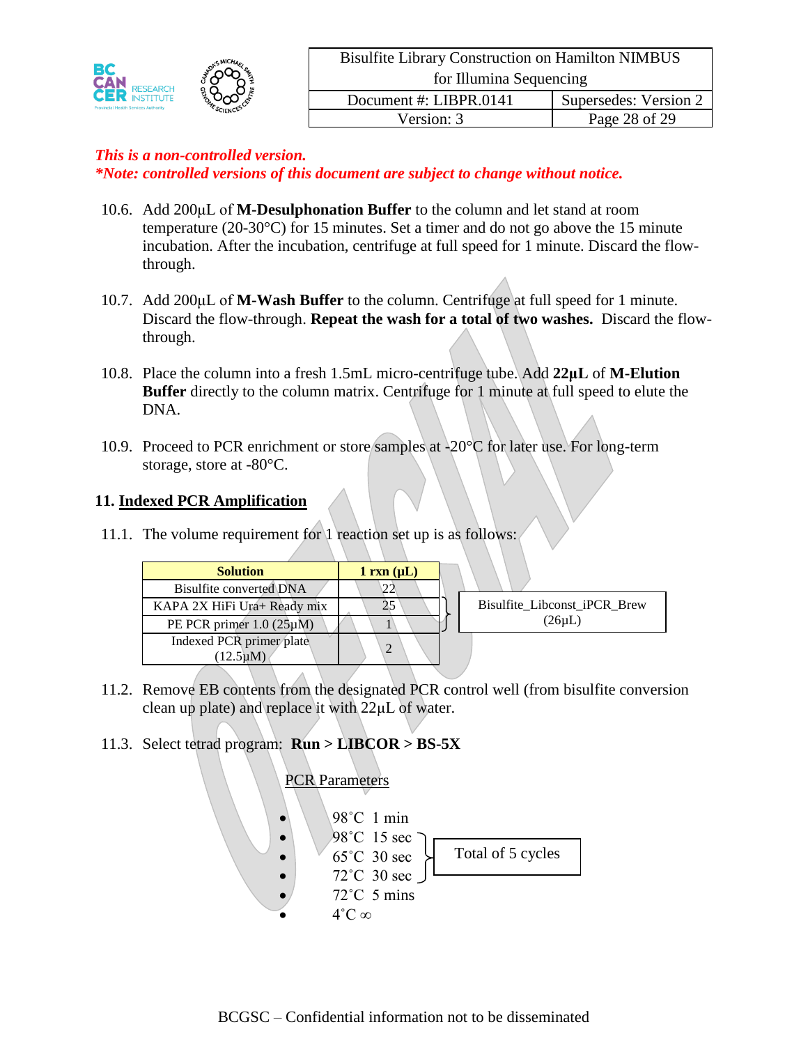*This is a non-controlled version.*
*\*Note: controlled versions of this document are subject to change without notice.*

10.6. Add 200µL of **M-Desulphonation Buffer** to the column and let stand at room temperature (20-30°C) for 15 minutes. Set a timer and do not go above the 15 minute incubation. After the incubation, centrifuge at full speed for 1 minute. Discard the flow-through.

10.7. Add 200µL of **M-Wash Buffer** to the column. Centrifuge at full speed for 1 minute. Discard the flow-through. **Repeat the wash for a total of two washes.** Discard the flow-through.

10.8. Place the column into a fresh 1.5mL micro-centrifuge tube. Add **22µL** of **M-Elution Buffer** directly to the column matrix. Centrifuge for 1 minute at full speed to elute the DNA.

10.9. Proceed to PCR enrichment or store samples at -20°C for later use. For long-term storage, store at -80°C.

## 11. Indexed PCR Amplification

11.1. The volume requirement for 1 reaction set up is as follows:

| Solution | 1 rxn (µL) | |
|---|---|---|
| Bisulfite converted DNA | 22 | |
| KAPA 2X HiFi Ura+ Ready mix | 25 | Bisulfite_Libconst_iPCR_Brew (26µL) |
| PE PCR primer 1.0 (25µM) | 1 | |
| Indexed PCR primer plate (12.5µM) | 2 | |

11.2. Remove EB contents from the designated PCR control well (from bisulfite conversion clean up plate) and replace it with 22µL of water.

11.3. Select tetrad program: **Run > LIBCOR > BS-5X**

PCR Parameters

- 98˚C 1 min
- 98˚C 15 sec
- 65˚C 30 sec
- 72˚C 30 sec
- 72˚C 5 mins
- 4˚C ∞

(98˚C 15 sec, 65˚C 30 sec, 72˚C 30 sec: Total of 5 cycles)

BCGSC – Confidential information not to be disseminated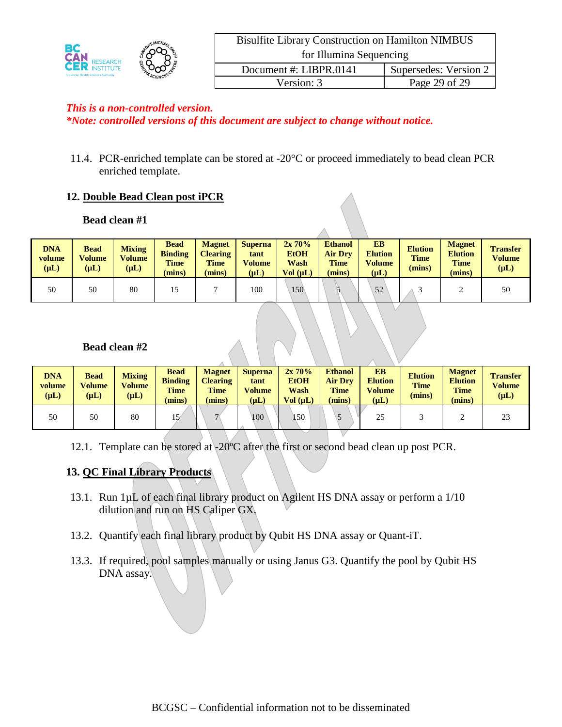*This is a non-controlled version.*
*\*Note: controlled versions of this document are subject to change without notice.*

11.4. PCR-enriched template can be stored at -20°C or proceed immediately to bead clean PCR enriched template.

## 12. Double Bead Clean post iPCR

### Bead clean #1

| DNA volume (µL) | Bead Volume (µL) | Mixing Volume (µL) | Bead Binding Time (mins) | Magnet Clearing Time (mins) | Supernatant Volume (µL) | 2x 70% EtOH Wash Vol (µL) | Ethanol Air Dry Time (mins) | EB Elution Volume (µL) | Elution Time (mins) | Magnet Elution Time (mins) | Transfer Volume (µL) |
|---|---|---|---|---|---|---|---|---|---|---|---|
| 50 | 50 | 80 | 15 | 7 | 100 | 150 | 5 | 52 | 3 | 2 | 50 |

### Bead clean #2

| DNA volume (µL) | Bead Volume (µL) | Mixing Volume (µL) | Bead Binding Time (mins) | Magnet Clearing Time (mins) | Supernatant Volume (µL) | 2x 70% EtOH Wash Vol (µL) | Ethanol Air Dry Time (mins) | EB Elution Volume (µL) | Elution Time (mins) | Magnet Elution Time (mins) | Transfer Volume (µL) |
|---|---|---|---|---|---|---|---|---|---|---|---|
| 50 | 50 | 80 | 15 | 7 | 100 | 150 | 5 | 25 | 3 | 2 | 23 |

12.1. Template can be stored at -20ºC after the first or second bead clean up post PCR.

## 13. QC Final Library Products

13.1. Run 1µL of each final library product on Agilent HS DNA assay or perform a 1/10 dilution and run on HS Caliper GX.

13.2. Quantify each final library product by Qubit HS DNA assay or Quant-iT.

13.3. If required, pool samples manually or using Janus G3. Quantify the pool by Qubit HS DNA assay.